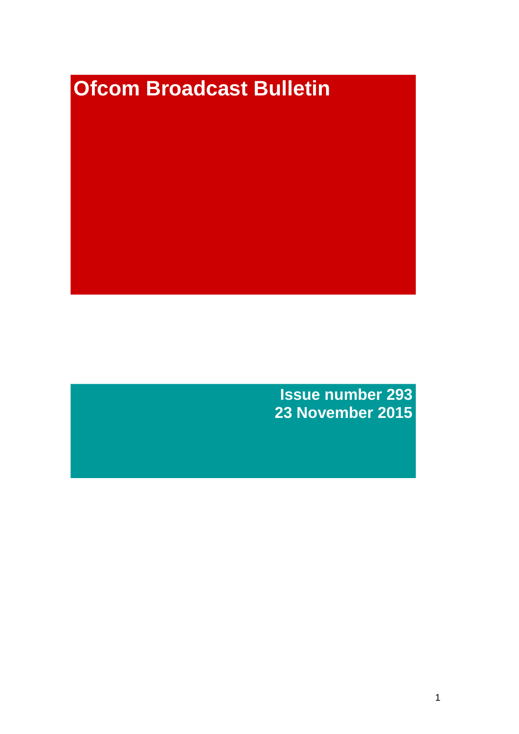# Ofcom Broadcast Bulletin

**Issue number 293**
**23 November 2015**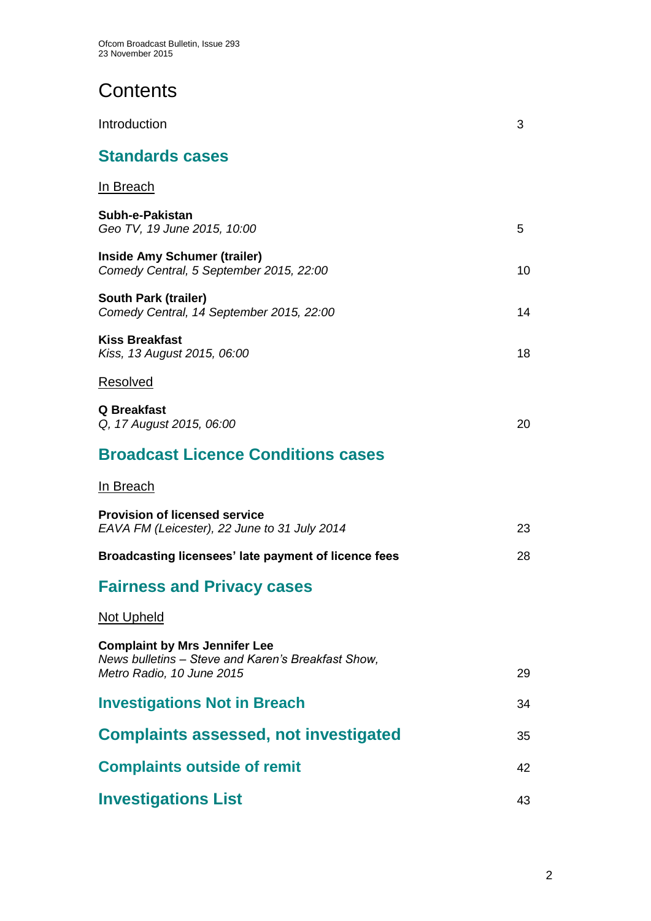# Contents

Introduction 3

## Standards cases

In Breach

**Subh-e-Pakistan**
*Geo TV, 19 June 2015, 10:00* 5

**Inside Amy Schumer (trailer)**
*Comedy Central, 5 September 2015, 22:00* 10

**South Park (trailer)**
*Comedy Central, 14 September 2015, 22:00* 14

**Kiss Breakfast**
*Kiss, 13 August 2015, 06:00* 18

Resolved

**Q Breakfast**
*Q, 17 August 2015, 06:00* 20

## Broadcast Licence Conditions cases

In Breach

**Provision of licensed service**
*EAVA FM (Leicester), 22 June to 31 July 2014* 23

**Broadcasting licensees' late payment of licence fees** 28

## Fairness and Privacy cases

Not Upheld

**Complaint by Mrs Jennifer Lee**
*News bulletins – Steve and Karen's Breakfast Show, Metro Radio, 10 June 2015* 29

## Investigations Not in Breach 34

## Complaints assessed, not investigated 35

## Complaints outside of remit 42

## Investigations List 43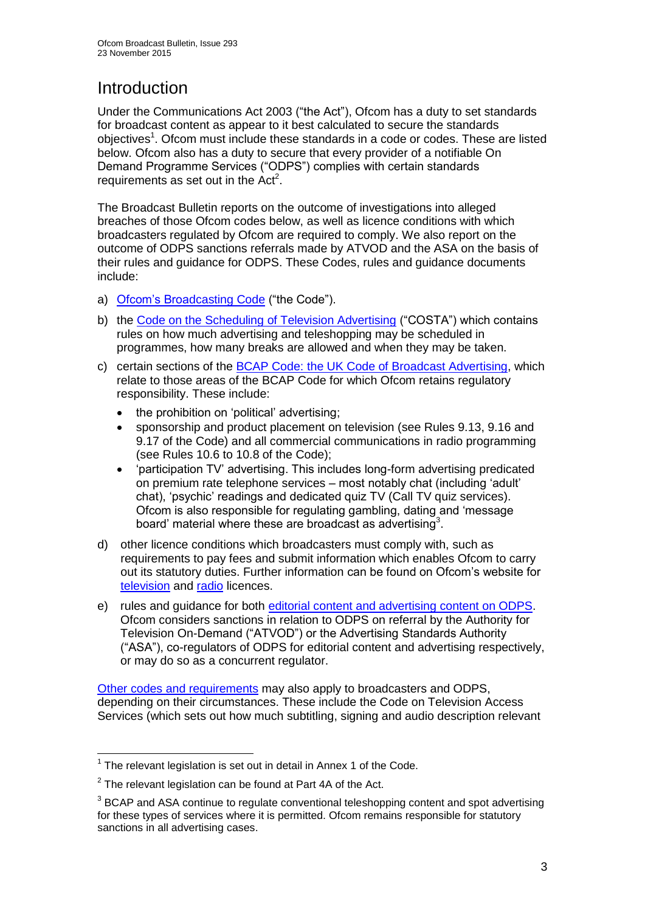# Introduction

Under the Communications Act 2003 ("the Act"), Ofcom has a duty to set standards for broadcast content as appear to it best calculated to secure the standards objectives[1]. Ofcom must include these standards in a code or codes. These are listed below. Ofcom also has a duty to secure that every provider of a notifiable On Demand Programme Services ("ODPS") complies with certain standards requirements as set out in the Act[2].

The Broadcast Bulletin reports on the outcome of investigations into alleged breaches of those Ofcom codes below, as well as licence conditions with which broadcasters regulated by Ofcom are required to comply. We also report on the outcome of ODPS sanctions referrals made by ATVOD and the ASA on the basis of their rules and guidance for ODPS. These Codes, rules and guidance documents include:

a) Ofcom's Broadcasting Code ("the Code").

b) the Code on the Scheduling of Television Advertising ("COSTA") which contains rules on how much advertising and teleshopping may be scheduled in programmes, how many breaks are allowed and when they may be taken.

c) certain sections of the BCAP Code: the UK Code of Broadcast Advertising, which relate to those areas of the BCAP Code for which Ofcom retains regulatory responsibility. These include:

- the prohibition on 'political' advertising;
- sponsorship and product placement on television (see Rules 9.13, 9.16 and 9.17 of the Code) and all commercial communications in radio programming (see Rules 10.6 to 10.8 of the Code);
- 'participation TV' advertising. This includes long-form advertising predicated on premium rate telephone services – most notably chat (including 'adult' chat), 'psychic' readings and dedicated quiz TV (Call TV quiz services). Ofcom is also responsible for regulating gambling, dating and 'message board' material where these are broadcast as advertising[3].

d) other licence conditions which broadcasters must comply with, such as requirements to pay fees and submit information which enables Ofcom to carry out its statutory duties. Further information can be found on Ofcom's website for television and radio licences.

e) rules and guidance for both editorial content and advertising content on ODPS. Ofcom considers sanctions in relation to ODPS on referral by the Authority for Television On-Demand ("ATVOD") or the Advertising Standards Authority ("ASA"), co-regulators of ODPS for editorial content and advertising respectively, or may do so as a concurrent regulator.

Other codes and requirements may also apply to broadcasters and ODPS, depending on their circumstances. These include the Code on Television Access Services (which sets out how much subtitling, signing and audio description relevant

---

[1] The relevant legislation is set out in detail in Annex 1 of the Code.

[2] The relevant legislation can be found at Part 4A of the Act.

[3] BCAP and ASA continue to regulate conventional teleshopping content and spot advertising for these types of services where it is permitted. Ofcom remains responsible for statutory sanctions in all advertising cases.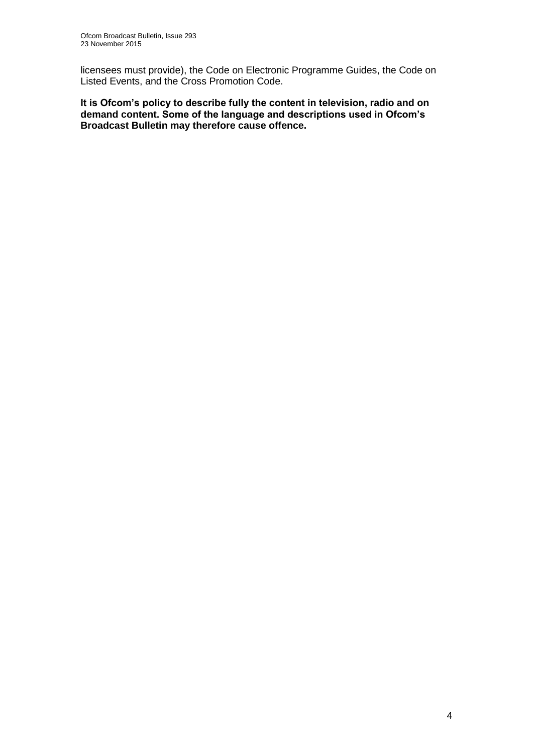licensees must provide), the Code on Electronic Programme Guides, the Code on Listed Events, and the Cross Promotion Code.

**It is Ofcom's policy to describe fully the content in television, radio and on demand content. Some of the language and descriptions used in Ofcom's Broadcast Bulletin may therefore cause offence.**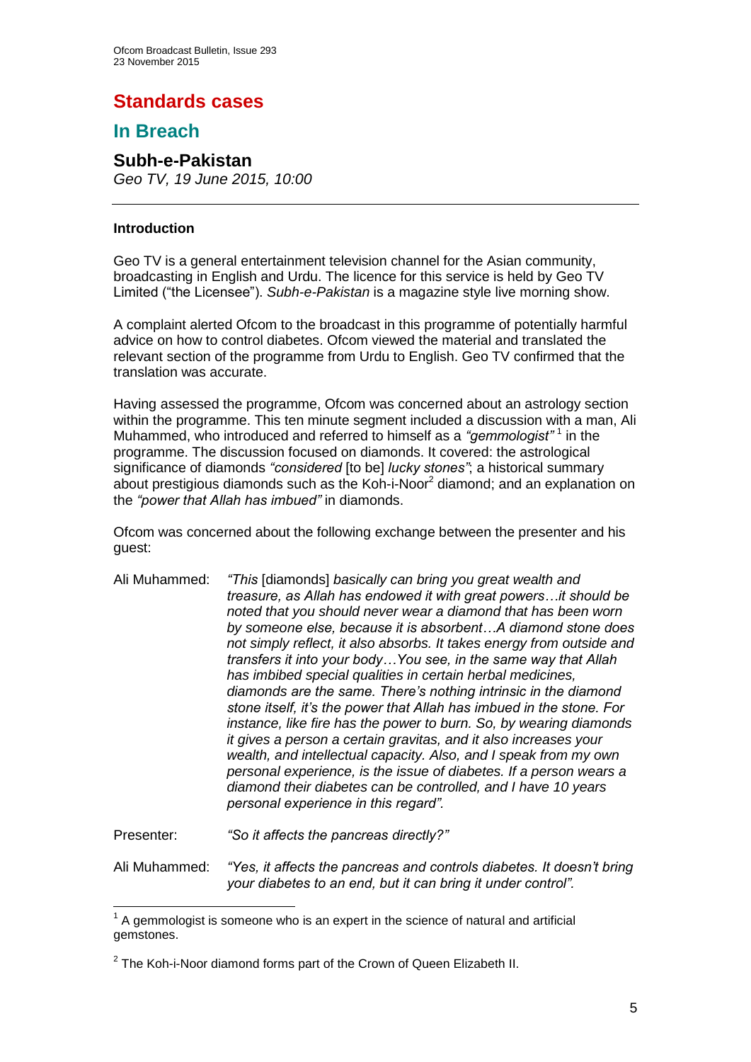# Standards cases

## In Breach

### Subh-e-Pakistan

*Geo TV, 19 June 2015, 10:00*

---

**Introduction**

Geo TV is a general entertainment television channel for the Asian community, broadcasting in English and Urdu. The licence for this service is held by Geo TV Limited ("the Licensee"). *Subh-e-Pakistan* is a magazine style live morning show.

A complaint alerted Ofcom to the broadcast in this programme of potentially harmful advice on how to control diabetes. Ofcom viewed the material and translated the relevant section of the programme from Urdu to English. Geo TV confirmed that the translation was accurate.

Having assessed the programme, Ofcom was concerned about an astrology section within the programme. This ten minute segment included a discussion with a man, Ali Muhammed, who introduced and referred to himself as a *"gemmologist"*[1] in the programme. The discussion focused on diamonds. It covered: the astrological significance of diamonds *"considered* [to be] *lucky stones"*; a historical summary about prestigious diamonds such as the Koh-i-Noor[2] diamond; and an explanation on the *"power that Allah has imbued"* in diamonds.

Ofcom was concerned about the following exchange between the presenter and his guest:

Ali Muhammed: *"This* [diamonds] *basically can bring you great wealth and treasure, as Allah has endowed it with great powers…it should be noted that you should never wear a diamond that has been worn by someone else, because it is absorbent…A diamond stone does not simply reflect, it also absorbs. It takes energy from outside and transfers it into your body…You see, in the same way that Allah has imbibed special qualities in certain herbal medicines, diamonds are the same. There's nothing intrinsic in the diamond stone itself, it's the power that Allah has imbued in the stone. For instance, like fire has the power to burn. So, by wearing diamonds it gives a person a certain gravitas, and it also increases your wealth, and intellectual capacity. Also, and I speak from my own personal experience, is the issue of diabetes. If a person wears a diamond their diabetes can be controlled, and I have 10 years personal experience in this regard".*

Presenter: *"So it affects the pancreas directly?"*

Ali Muhammed: *"Yes, it affects the pancreas and controls diabetes. It doesn't bring your diabetes to an end, but it can bring it under control".*

---

[1] A gemmologist is someone who is an expert in the science of natural and artificial gemstones.

[2] The Koh-i-Noor diamond forms part of the Crown of Queen Elizabeth II.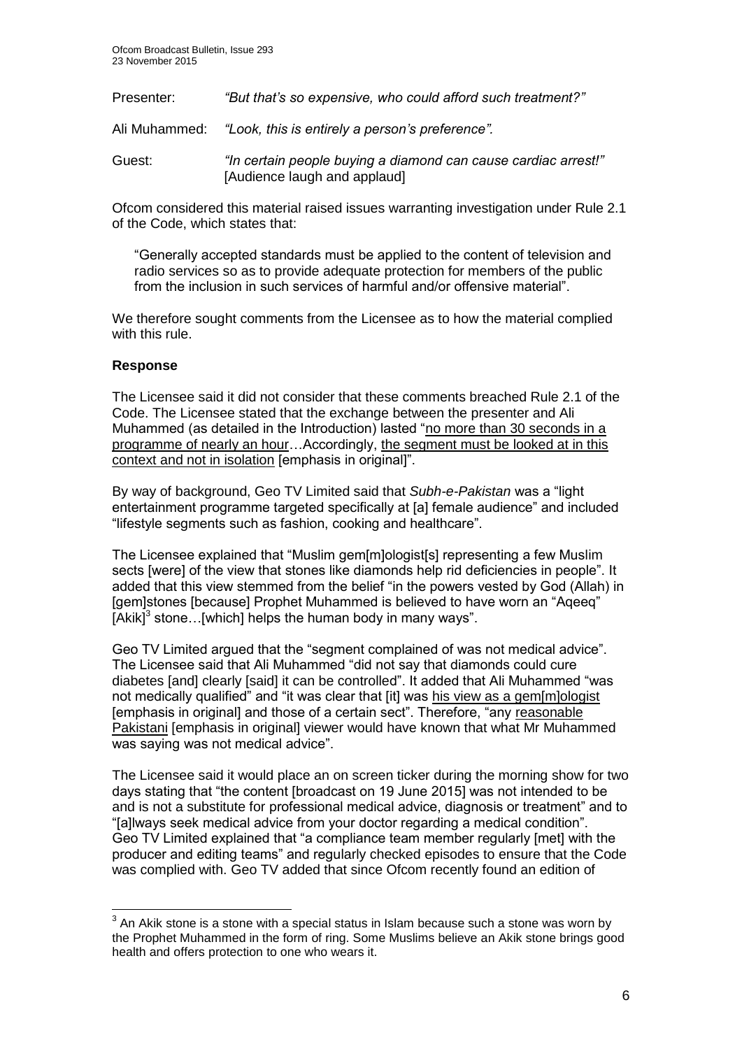Presenter: *"But that's so expensive, who could afford such treatment?"*

Ali Muhammed: *"Look, this is entirely a person's preference".*

Guest: *"In certain people buying a diamond can cause cardiac arrest!"* [Audience laugh and applaud]

Ofcom considered this material raised issues warranting investigation under Rule 2.1 of the Code, which states that:

> "Generally accepted standards must be applied to the content of television and radio services so as to provide adequate protection for members of the public from the inclusion in such services of harmful and/or offensive material".

We therefore sought comments from the Licensee as to how the material complied with this rule.

**Response**

The Licensee said it did not consider that these comments breached Rule 2.1 of the Code. The Licensee stated that the exchange between the presenter and Ali Muhammed (as detailed in the Introduction) lasted "<u>no more than 30 seconds in a programme of nearly an hour</u>…Accordingly, <u>the segment must be looked at in this context and not in isolation</u> [emphasis in original]".

By way of background, Geo TV Limited said that *Subh-e-Pakistan* was a "light entertainment programme targeted specifically at [a] female audience" and included "lifestyle segments such as fashion, cooking and healthcare".

The Licensee explained that "Muslim gem[m]ologist[s] representing a few Muslim sects [were] of the view that stones like diamonds help rid deficiencies in people". It added that this view stemmed from the belief "in the powers vested by God (Allah) in [gem]stones [because] Prophet Muhammed is believed to have worn an "Aqeeq" [Akik][3] stone…[which] helps the human body in many ways".

Geo TV Limited argued that the "segment complained of was not medical advice". The Licensee said that Ali Muhammed "did not say that diamonds could cure diabetes [and] clearly [said] it can be controlled". It added that Ali Muhammed "was not medically qualified" and "it was clear that [it] was <u>his view as a gem[m]ologist</u> [emphasis in original] and those of a certain sect". Therefore, "any <u>reasonable Pakistani</u> [emphasis in original] viewer would have known that what Mr Muhammed was saying was not medical advice".

The Licensee said it would place an on screen ticker during the morning show for two days stating that "the content [broadcast on 19 June 2015] was not intended to be and is not a substitute for professional medical advice, diagnosis or treatment" and to "[a]lways seek medical advice from your doctor regarding a medical condition". Geo TV Limited explained that "a compliance team member regularly [met] with the producer and editing teams" and regularly checked episodes to ensure that the Code was complied with. Geo TV added that since Ofcom recently found an edition of

---

[3] An Akik stone is a stone with a special status in Islam because such a stone was worn by the Prophet Muhammed in the form of ring. Some Muslims believe an Akik stone brings good health and offers protection to one who wears it.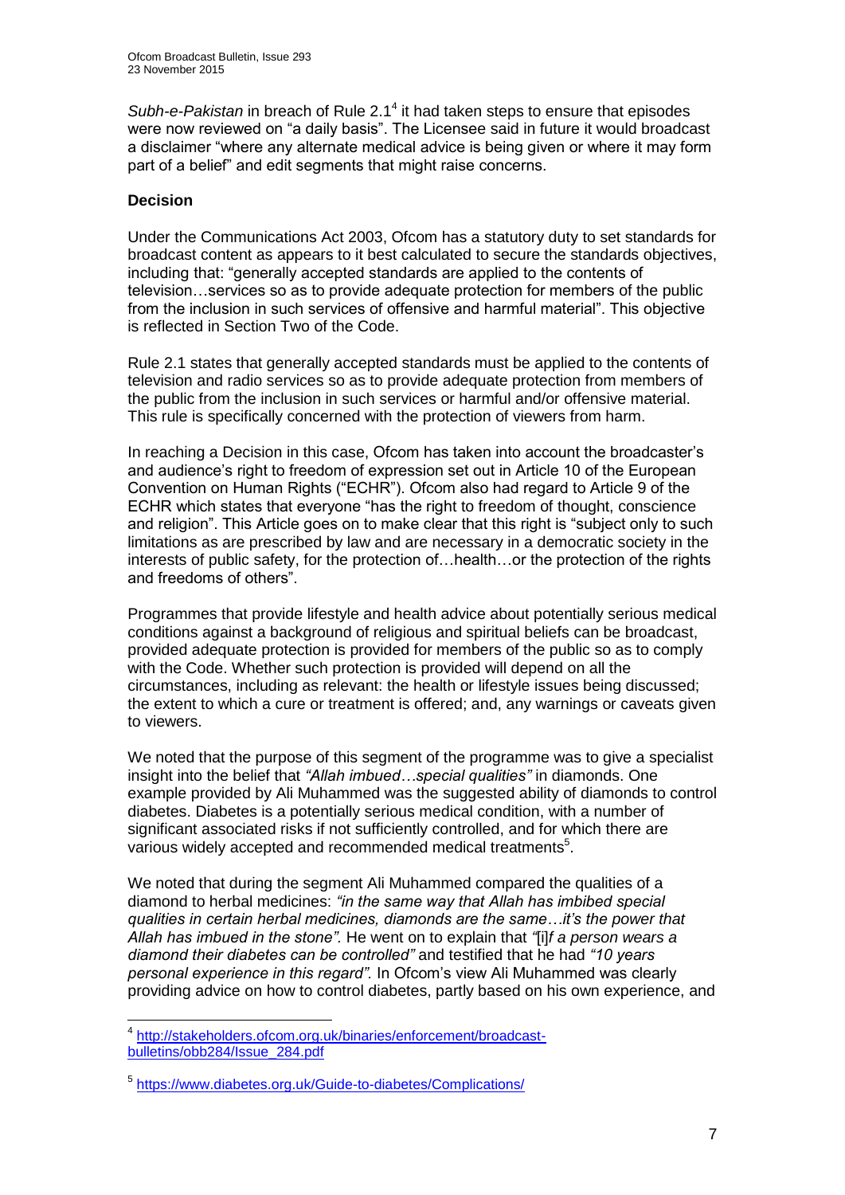*Subh-e-Pakistan* in breach of Rule 2.1[4] it had taken steps to ensure that episodes were now reviewed on "a daily basis". The Licensee said in future it would broadcast a disclaimer "where any alternate medical advice is being given or where it may form part of a belief" and edit segments that might raise concerns.

**Decision**

Under the Communications Act 2003, Ofcom has a statutory duty to set standards for broadcast content as appears to it best calculated to secure the standards objectives, including that: "generally accepted standards are applied to the contents of television…services so as to provide adequate protection for members of the public from the inclusion in such services of offensive and harmful material". This objective is reflected in Section Two of the Code.

Rule 2.1 states that generally accepted standards must be applied to the contents of television and radio services so as to provide adequate protection from members of the public from the inclusion in such services or harmful and/or offensive material. This rule is specifically concerned with the protection of viewers from harm.

In reaching a Decision in this case, Ofcom has taken into account the broadcaster's and audience's right to freedom of expression set out in Article 10 of the European Convention on Human Rights ("ECHR"). Ofcom also had regard to Article 9 of the ECHR which states that everyone "has the right to freedom of thought, conscience and religion". This Article goes on to make clear that this right is "subject only to such limitations as are prescribed by law and are necessary in a democratic society in the interests of public safety, for the protection of…health…or the protection of the rights and freedoms of others".

Programmes that provide lifestyle and health advice about potentially serious medical conditions against a background of religious and spiritual beliefs can be broadcast, provided adequate protection is provided for members of the public so as to comply with the Code. Whether such protection is provided will depend on all the circumstances, including as relevant: the health or lifestyle issues being discussed; the extent to which a cure or treatment is offered; and, any warnings or caveats given to viewers.

We noted that the purpose of this segment of the programme was to give a specialist insight into the belief that *"Allah imbued…special qualities"* in diamonds. One example provided by Ali Muhammed was the suggested ability of diamonds to control diabetes. Diabetes is a potentially serious medical condition, with a number of significant associated risks if not sufficiently controlled, and for which there are various widely accepted and recommended medical treatments[5].

We noted that during the segment Ali Muhammed compared the qualities of a diamond to herbal medicines: *"in the same way that Allah has imbibed special qualities in certain herbal medicines, diamonds are the same…it's the power that Allah has imbued in the stone".* He went on to explain that *"*[i]*f a person wears a diamond their diabetes can be controlled"* and testified that he had *"10 years personal experience in this regard".* In Ofcom's view Ali Muhammed was clearly providing advice on how to control diabetes, partly based on his own experience, and

---

[4] http://stakeholders.ofcom.org.uk/binaries/enforcement/broadcast-bulletins/obb284/Issue_284.pdf

[5] https://www.diabetes.org.uk/Guide-to-diabetes/Complications/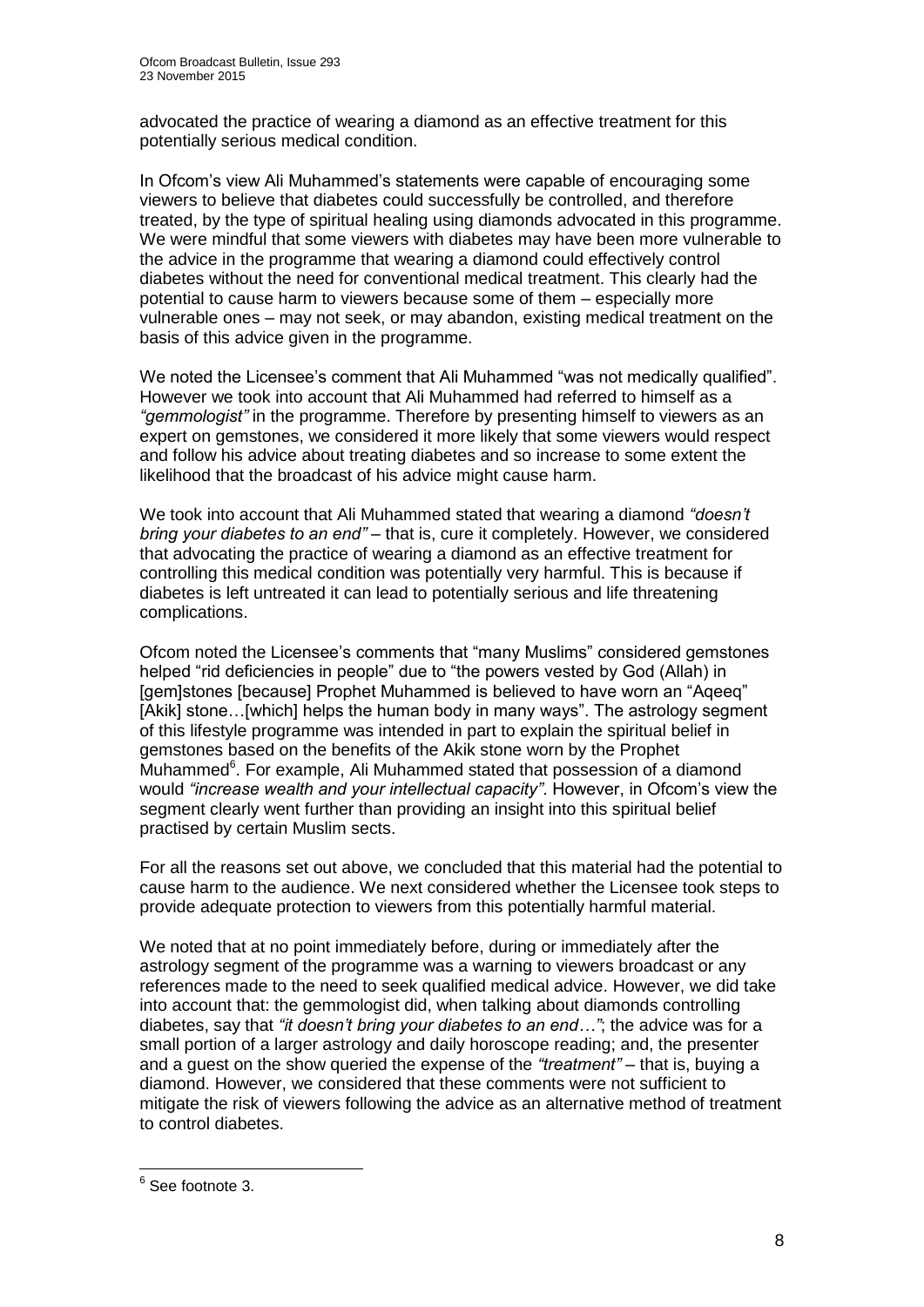advocated the practice of wearing a diamond as an effective treatment for this potentially serious medical condition.

In Ofcom's view Ali Muhammed's statements were capable of encouraging some viewers to believe that diabetes could successfully be controlled, and therefore treated, by the type of spiritual healing using diamonds advocated in this programme. We were mindful that some viewers with diabetes may have been more vulnerable to the advice in the programme that wearing a diamond could effectively control diabetes without the need for conventional medical treatment. This clearly had the potential to cause harm to viewers because some of them – especially more vulnerable ones – may not seek, or may abandon, existing medical treatment on the basis of this advice given in the programme.

We noted the Licensee's comment that Ali Muhammed "was not medically qualified". However we took into account that Ali Muhammed had referred to himself as a *"gemmologist"* in the programme. Therefore by presenting himself to viewers as an expert on gemstones, we considered it more likely that some viewers would respect and follow his advice about treating diabetes and so increase to some extent the likelihood that the broadcast of his advice might cause harm.

We took into account that Ali Muhammed stated that wearing a diamond *"doesn't bring your diabetes to an end"* – that is, cure it completely. However, we considered that advocating the practice of wearing a diamond as an effective treatment for controlling this medical condition was potentially very harmful. This is because if diabetes is left untreated it can lead to potentially serious and life threatening complications.

Ofcom noted the Licensee's comments that "many Muslims" considered gemstones helped "rid deficiencies in people" due to "the powers vested by God (Allah) in [gem]stones [because] Prophet Muhammed is believed to have worn an "Aqeeq" [Akik] stone…[which] helps the human body in many ways". The astrology segment of this lifestyle programme was intended in part to explain the spiritual belief in gemstones based on the benefits of the Akik stone worn by the Prophet Muhammed[6]. For example, Ali Muhammed stated that possession of a diamond would *"increase wealth and your intellectual capacity"*. However, in Ofcom's view the segment clearly went further than providing an insight into this spiritual belief practised by certain Muslim sects.

For all the reasons set out above, we concluded that this material had the potential to cause harm to the audience. We next considered whether the Licensee took steps to provide adequate protection to viewers from this potentially harmful material.

We noted that at no point immediately before, during or immediately after the astrology segment of the programme was a warning to viewers broadcast or any references made to the need to seek qualified medical advice. However, we did take into account that: the gemmologist did, when talking about diamonds controlling diabetes, say that *"it doesn't bring your diabetes to an end…"*; the advice was for a small portion of a larger astrology and daily horoscope reading; and, the presenter and a guest on the show queried the expense of the *"treatment"* – that is, buying a diamond. However, we considered that these comments were not sufficient to mitigate the risk of viewers following the advice as an alternative method of treatment to control diabetes.

[6] See footnote 3.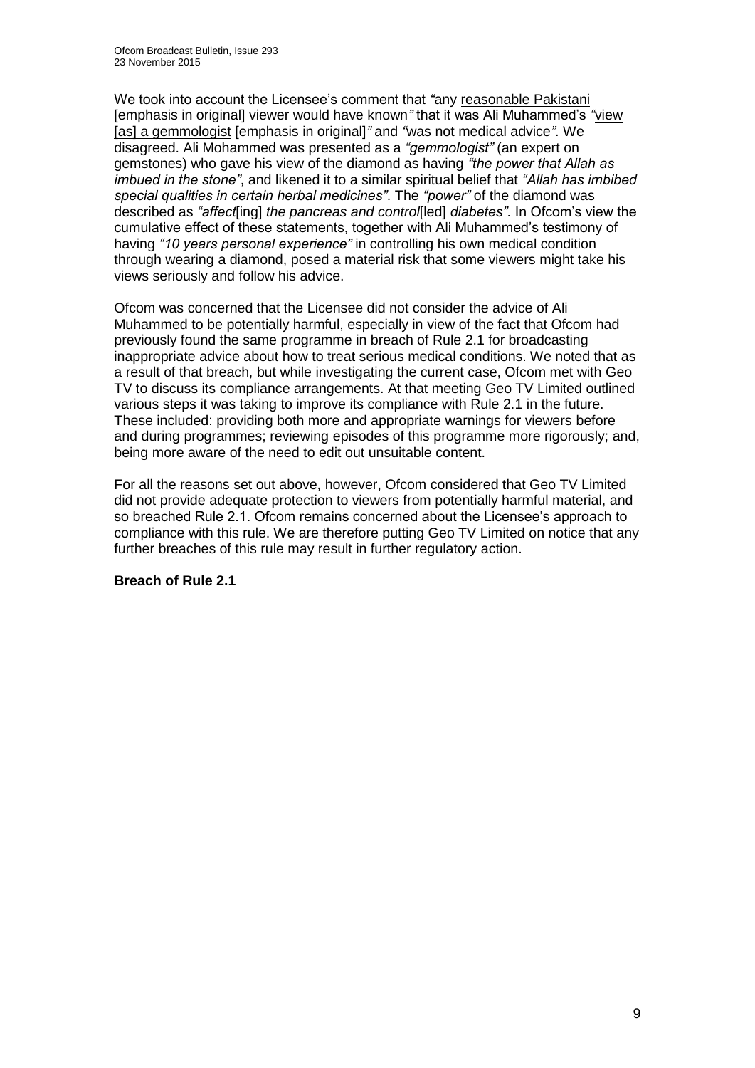We took into account the Licensee's comment that *"*any <u>reasonable Pakistani</u> [emphasis in original] viewer would have known*"* that it was Ali Muhammed's *"*<u>view [as] a gemmologist</u> [emphasis in original]*"* and *"*was not medical advice*"*. We disagreed. Ali Mohammed was presented as a *"gemmologist"* (an expert on gemstones) who gave his view of the diamond as having *"the power that Allah as imbued in the stone"*, and likened it to a similar spiritual belief that *"Allah has imbibed special qualities in certain herbal medicines"*. The *"power"* of the diamond was described as *"affect*[ing] *the pancreas and control*[led] *diabetes"*. In Ofcom's view the cumulative effect of these statements, together with Ali Muhammed's testimony of having *"10 years personal experience"* in controlling his own medical condition through wearing a diamond, posed a material risk that some viewers might take his views seriously and follow his advice.

Ofcom was concerned that the Licensee did not consider the advice of Ali Muhammed to be potentially harmful, especially in view of the fact that Ofcom had previously found the same programme in breach of Rule 2.1 for broadcasting inappropriate advice about how to treat serious medical conditions. We noted that as a result of that breach, but while investigating the current case, Ofcom met with Geo TV to discuss its compliance arrangements. At that meeting Geo TV Limited outlined various steps it was taking to improve its compliance with Rule 2.1 in the future. These included: providing both more and appropriate warnings for viewers before and during programmes; reviewing episodes of this programme more rigorously; and, being more aware of the need to edit out unsuitable content.

For all the reasons set out above, however, Ofcom considered that Geo TV Limited did not provide adequate protection to viewers from potentially harmful material, and so breached Rule 2.1. Ofcom remains concerned about the Licensee's approach to compliance with this rule. We are therefore putting Geo TV Limited on notice that any further breaches of this rule may result in further regulatory action.

**Breach of Rule 2.1**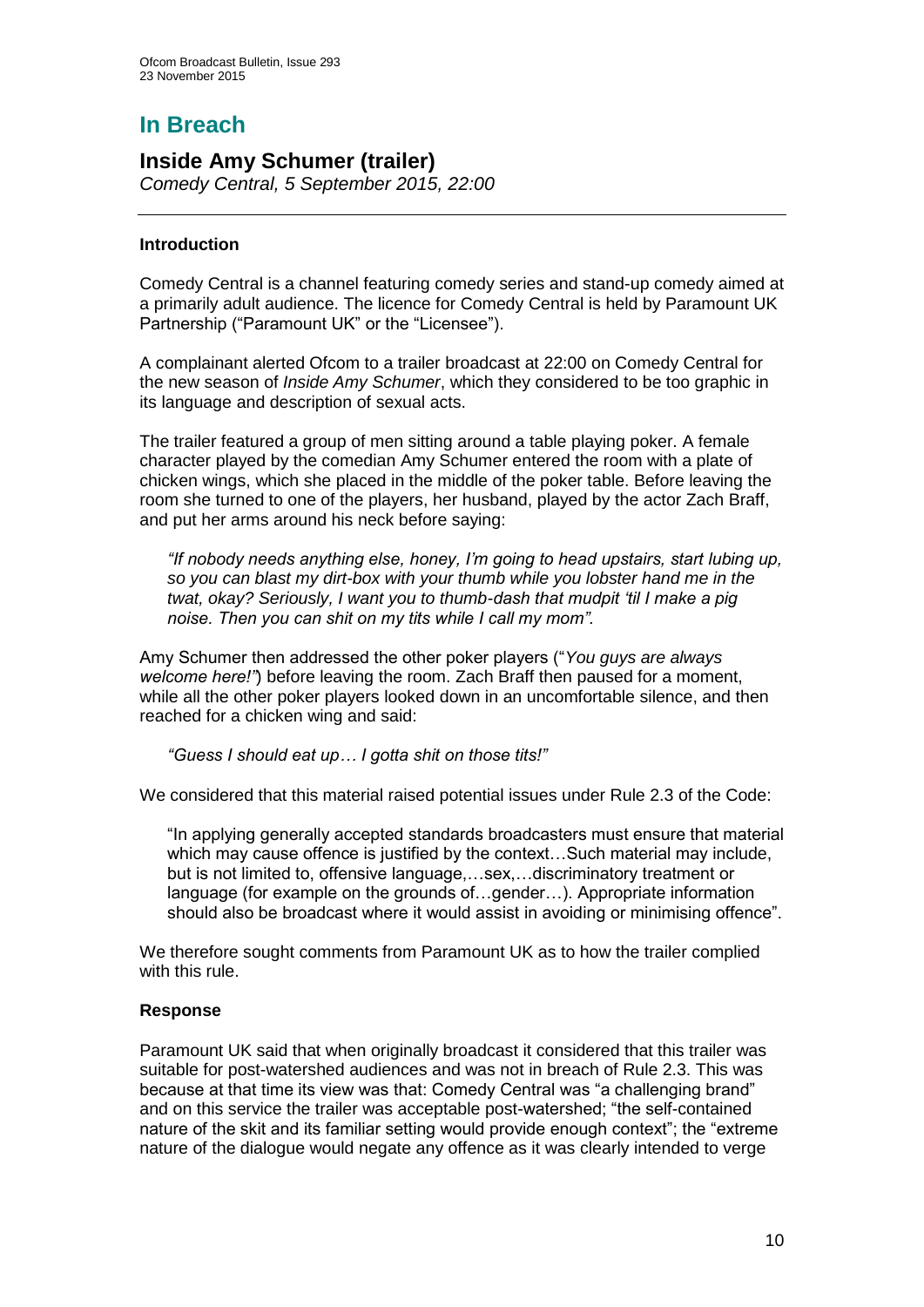# In Breach

## Inside Amy Schumer (trailer)

*Comedy Central, 5 September 2015, 22:00*

---

### Introduction

Comedy Central is a channel featuring comedy series and stand-up comedy aimed at a primarily adult audience. The licence for Comedy Central is held by Paramount UK Partnership ("Paramount UK" or the "Licensee").

A complainant alerted Ofcom to a trailer broadcast at 22:00 on Comedy Central for the new season of *Inside Amy Schumer*, which they considered to be too graphic in its language and description of sexual acts.

The trailer featured a group of men sitting around a table playing poker. A female character played by the comedian Amy Schumer entered the room with a plate of chicken wings, which she placed in the middle of the poker table. Before leaving the room she turned to one of the players, her husband, played by the actor Zach Braff, and put her arms around his neck before saying:

> *"If nobody needs anything else, honey, I'm going to head upstairs, start lubing up, so you can blast my dirt-box with your thumb while you lobster hand me in the twat, okay? Seriously, I want you to thumb-dash that mudpit 'til I make a pig noise. Then you can shit on my tits while I call my mom".*

Amy Schumer then addressed the other poker players ("*You guys are always welcome here!"*) before leaving the room. Zach Braff then paused for a moment, while all the other poker players looked down in an uncomfortable silence, and then reached for a chicken wing and said:

> *"Guess I should eat up… I gotta shit on those tits!"*

We considered that this material raised potential issues under Rule 2.3 of the Code:

> "In applying generally accepted standards broadcasters must ensure that material which may cause offence is justified by the context…Such material may include, but is not limited to, offensive language,…sex,…discriminatory treatment or language (for example on the grounds of…gender…). Appropriate information should also be broadcast where it would assist in avoiding or minimising offence".

We therefore sought comments from Paramount UK as to how the trailer complied with this rule.

### Response

Paramount UK said that when originally broadcast it considered that this trailer was suitable for post-watershed audiences and was not in breach of Rule 2.3. This was because at that time its view was that: Comedy Central was "a challenging brand" and on this service the trailer was acceptable post-watershed; "the self-contained nature of the skit and its familiar setting would provide enough context"; the "extreme nature of the dialogue would negate any offence as it was clearly intended to verge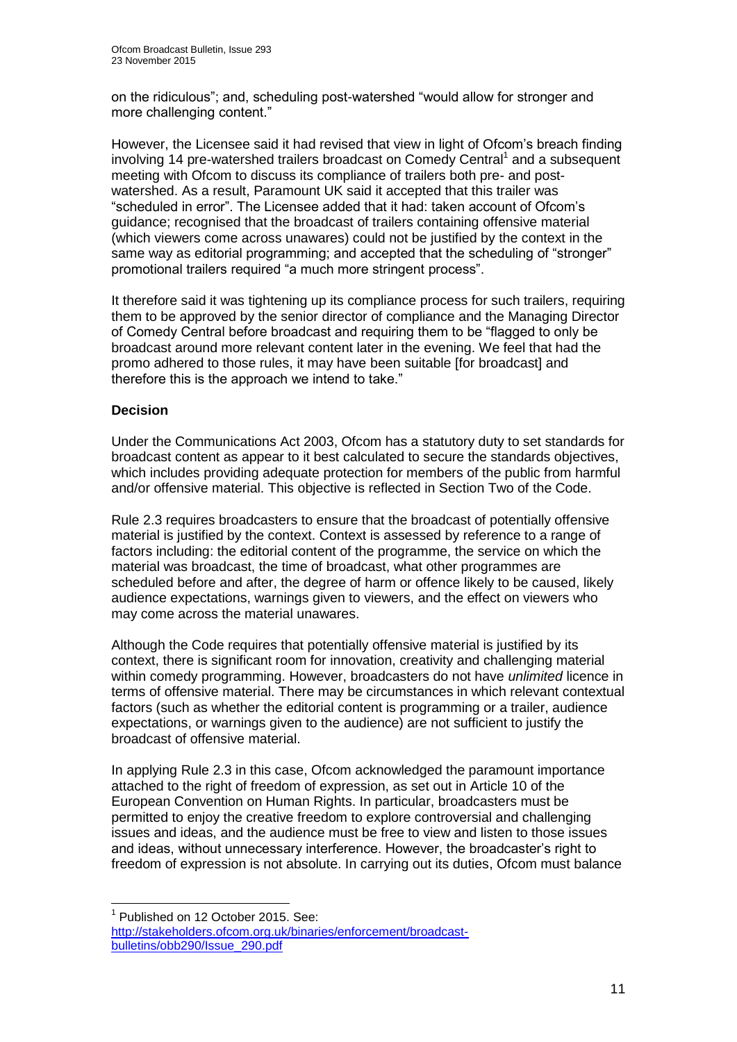on the ridiculous"; and, scheduling post-watershed "would allow for stronger and more challenging content."

However, the Licensee said it had revised that view in light of Ofcom's breach finding involving 14 pre-watershed trailers broadcast on Comedy Central[1] and a subsequent meeting with Ofcom to discuss its compliance of trailers both pre- and post-watershed. As a result, Paramount UK said it accepted that this trailer was "scheduled in error". The Licensee added that it had: taken account of Ofcom's guidance; recognised that the broadcast of trailers containing offensive material (which viewers come across unawares) could not be justified by the context in the same way as editorial programming; and accepted that the scheduling of "stronger" promotional trailers required "a much more stringent process".

It therefore said it was tightening up its compliance process for such trailers, requiring them to be approved by the senior director of compliance and the Managing Director of Comedy Central before broadcast and requiring them to be "flagged to only be broadcast around more relevant content later in the evening. We feel that had the promo adhered to those rules, it may have been suitable [for broadcast] and therefore this is the approach we intend to take."

**Decision**

Under the Communications Act 2003, Ofcom has a statutory duty to set standards for broadcast content as appear to it best calculated to secure the standards objectives, which includes providing adequate protection for members of the public from harmful and/or offensive material. This objective is reflected in Section Two of the Code.

Rule 2.3 requires broadcasters to ensure that the broadcast of potentially offensive material is justified by the context. Context is assessed by reference to a range of factors including: the editorial content of the programme, the service on which the material was broadcast, the time of broadcast, what other programmes are scheduled before and after, the degree of harm or offence likely to be caused, likely audience expectations, warnings given to viewers, and the effect on viewers who may come across the material unawares.

Although the Code requires that potentially offensive material is justified by its context, there is significant room for innovation, creativity and challenging material within comedy programming. However, broadcasters do not have *unlimited* licence in terms of offensive material. There may be circumstances in which relevant contextual factors (such as whether the editorial content is programming or a trailer, audience expectations, or warnings given to the audience) are not sufficient to justify the broadcast of offensive material.

In applying Rule 2.3 in this case, Ofcom acknowledged the paramount importance attached to the right of freedom of expression, as set out in Article 10 of the European Convention on Human Rights. In particular, broadcasters must be permitted to enjoy the creative freedom to explore controversial and challenging issues and ideas, and the audience must be free to view and listen to those issues and ideas, without unnecessary interference. However, the broadcaster's right to freedom of expression is not absolute. In carrying out its duties, Ofcom must balance

---

[1] Published on 12 October 2015. See: http://stakeholders.ofcom.org.uk/binaries/enforcement/broadcast-bulletins/obb290/Issue_290.pdf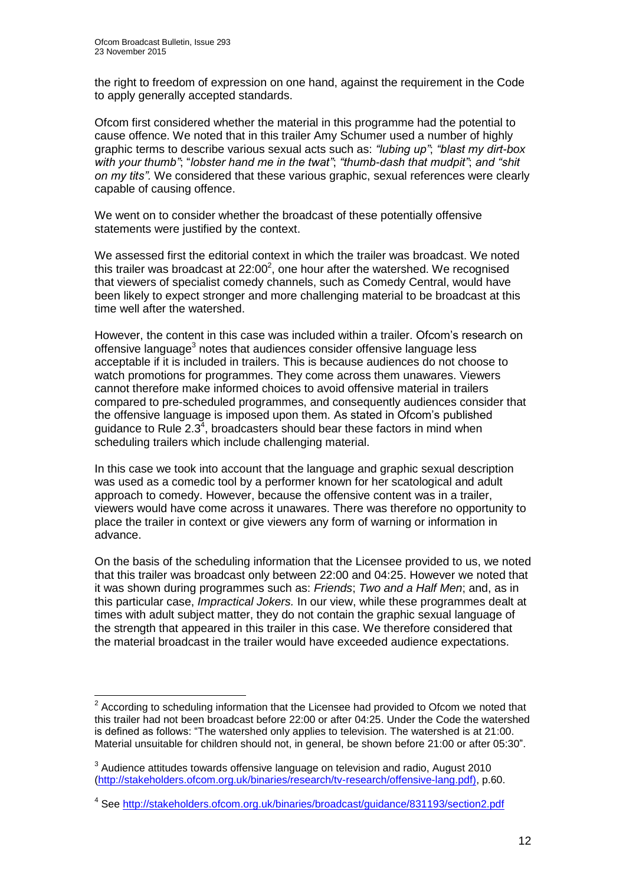the right to freedom of expression on one hand, against the requirement in the Code to apply generally accepted standards.

Ofcom first considered whether the material in this programme had the potential to cause offence. We noted that in this trailer Amy Schumer used a number of highly graphic terms to describe various sexual acts such as: *"lubing up"*; *"blast my dirt-box with your thumb"*; "*lobster hand me in the twat"*; *"thumb-dash that mudpit"*; *and "shit on my tits"*. We considered that these various graphic, sexual references were clearly capable of causing offence.

We went on to consider whether the broadcast of these potentially offensive statements were justified by the context.

We assessed first the editorial context in which the trailer was broadcast. We noted this trailer was broadcast at 22:00[2], one hour after the watershed. We recognised that viewers of specialist comedy channels, such as Comedy Central, would have been likely to expect stronger and more challenging material to be broadcast at this time well after the watershed.

However, the content in this case was included within a trailer. Ofcom's research on offensive language[3] notes that audiences consider offensive language less acceptable if it is included in trailers. This is because audiences do not choose to watch promotions for programmes. They come across them unawares. Viewers cannot therefore make informed choices to avoid offensive material in trailers compared to pre-scheduled programmes, and consequently audiences consider that the offensive language is imposed upon them. As stated in Ofcom's published guidance to Rule 2.3[4], broadcasters should bear these factors in mind when scheduling trailers which include challenging material.

In this case we took into account that the language and graphic sexual description was used as a comedic tool by a performer known for her scatological and adult approach to comedy. However, because the offensive content was in a trailer, viewers would have come across it unawares. There was therefore no opportunity to place the trailer in context or give viewers any form of warning or information in advance.

On the basis of the scheduling information that the Licensee provided to us, we noted that this trailer was broadcast only between 22:00 and 04:25. However we noted that it was shown during programmes such as: *Friends*; *Two and a Half Men*; and, as in this particular case, *Impractical Jokers.* In our view, while these programmes dealt at times with adult subject matter, they do not contain the graphic sexual language of the strength that appeared in this trailer in this case. We therefore considered that the material broadcast in the trailer would have exceeded audience expectations.

---

[2] According to scheduling information that the Licensee had provided to Ofcom we noted that this trailer had not been broadcast before 22:00 or after 04:25. Under the Code the watershed is defined as follows: "The watershed only applies to television. The watershed is at 21:00. Material unsuitable for children should not, in general, be shown before 21:00 or after 05:30".

[3] Audience attitudes towards offensive language on television and radio, August 2010 (http://stakeholders.ofcom.org.uk/binaries/research/tv-research/offensive-lang.pdf), p.60.

[4] See http://stakeholders.ofcom.org.uk/binaries/broadcast/guidance/831193/section2.pdf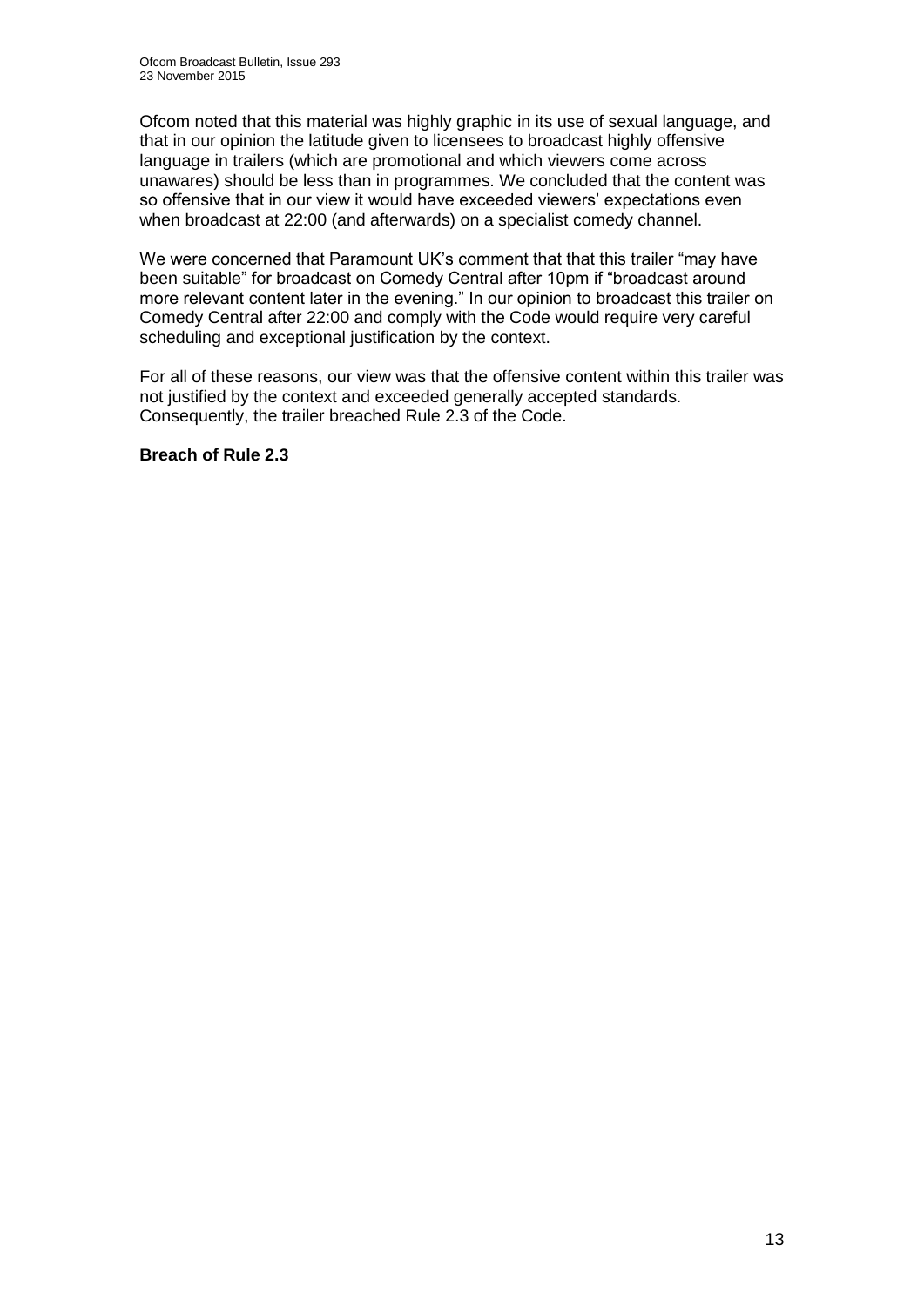Ofcom noted that this material was highly graphic in its use of sexual language, and that in our opinion the latitude given to licensees to broadcast highly offensive language in trailers (which are promotional and which viewers come across unawares) should be less than in programmes. We concluded that the content was so offensive that in our view it would have exceeded viewers' expectations even when broadcast at 22:00 (and afterwards) on a specialist comedy channel.

We were concerned that Paramount UK's comment that that this trailer "may have been suitable" for broadcast on Comedy Central after 10pm if "broadcast around more relevant content later in the evening." In our opinion to broadcast this trailer on Comedy Central after 22:00 and comply with the Code would require very careful scheduling and exceptional justification by the context.

For all of these reasons, our view was that the offensive content within this trailer was not justified by the context and exceeded generally accepted standards. Consequently, the trailer breached Rule 2.3 of the Code.

**Breach of Rule 2.3**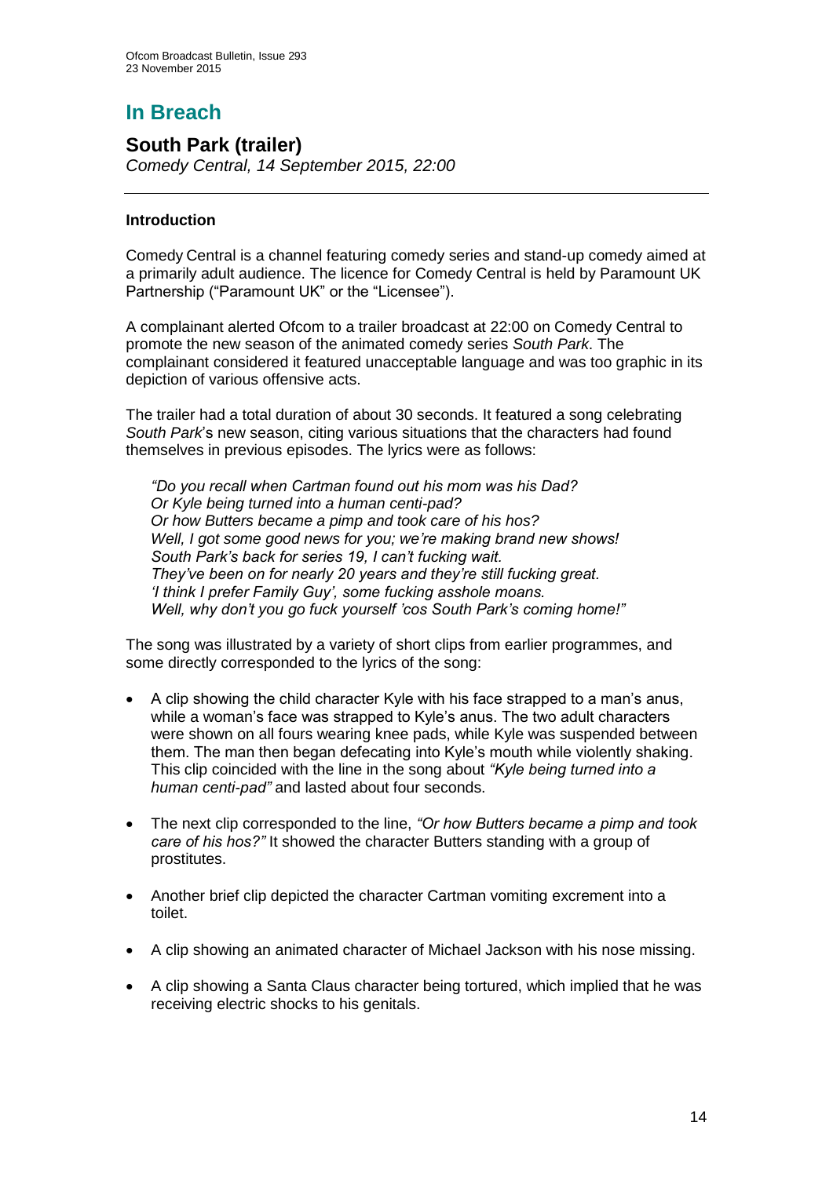# In Breach

## South Park (trailer)

*Comedy Central, 14 September 2015, 22:00*

---

### Introduction

Comedy Central is a channel featuring comedy series and stand-up comedy aimed at a primarily adult audience. The licence for Comedy Central is held by Paramount UK Partnership ("Paramount UK" or the "Licensee").

A complainant alerted Ofcom to a trailer broadcast at 22:00 on Comedy Central to promote the new season of the animated comedy series *South Park*. The complainant considered it featured unacceptable language and was too graphic in its depiction of various offensive acts.

The trailer had a total duration of about 30 seconds. It featured a song celebrating *South Park*'s new season, citing various situations that the characters had found themselves in previous episodes. The lyrics were as follows:

> *"Do you recall when Cartman found out his mom was his Dad?*
> *Or Kyle being turned into a human centi-pad?*
> *Or how Butters became a pimp and took care of his hos?*
> *Well, I got some good news for you; we're making brand new shows!*
> *South Park's back for series 19, I can't fucking wait.*
> *They've been on for nearly 20 years and they're still fucking great.*
> *'I think I prefer Family Guy', some fucking asshole moans.*
> *Well, why don't you go fuck yourself 'cos South Park's coming home!"*

The song was illustrated by a variety of short clips from earlier programmes, and some directly corresponded to the lyrics of the song:

- A clip showing the child character Kyle with his face strapped to a man's anus, while a woman's face was strapped to Kyle's anus. The two adult characters were shown on all fours wearing knee pads, while Kyle was suspended between them. The man then began defecating into Kyle's mouth while violently shaking. This clip coincided with the line in the song about *"Kyle being turned into a human centi-pad"* and lasted about four seconds.
- The next clip corresponded to the line, *"Or how Butters became a pimp and took care of his hos?"* It showed the character Butters standing with a group of prostitutes.
- Another brief clip depicted the character Cartman vomiting excrement into a toilet.
- A clip showing an animated character of Michael Jackson with his nose missing.
- A clip showing a Santa Claus character being tortured, which implied that he was receiving electric shocks to his genitals.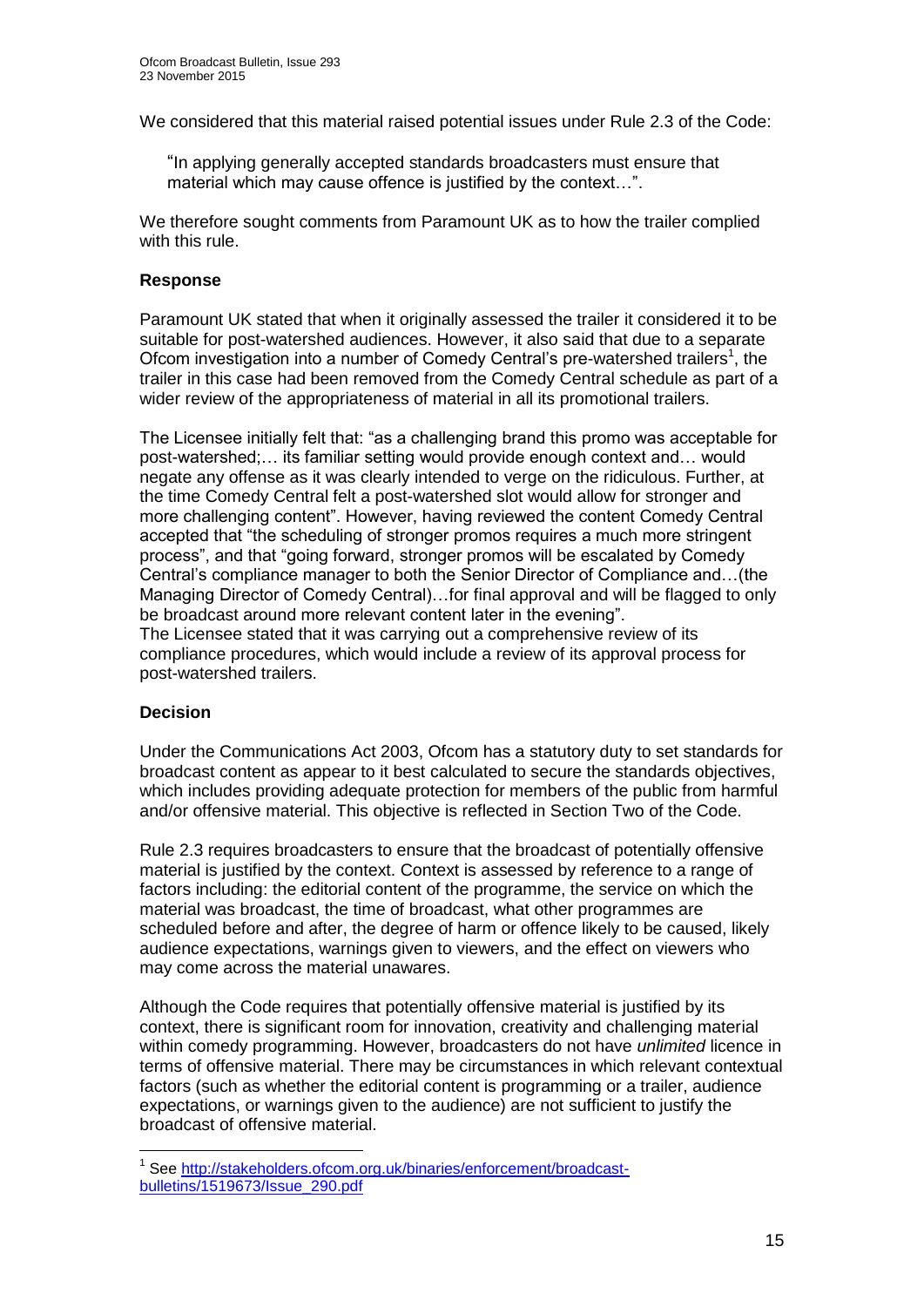We considered that this material raised potential issues under Rule 2.3 of the Code:

> "In applying generally accepted standards broadcasters must ensure that material which may cause offence is justified by the context…".

We therefore sought comments from Paramount UK as to how the trailer complied with this rule.

### Response

Paramount UK stated that when it originally assessed the trailer it considered it to be suitable for post-watershed audiences. However, it also said that due to a separate Ofcom investigation into a number of Comedy Central's pre-watershed trailers[1], the trailer in this case had been removed from the Comedy Central schedule as part of a wider review of the appropriateness of material in all its promotional trailers.

The Licensee initially felt that: "as a challenging brand this promo was acceptable for post-watershed;… its familiar setting would provide enough context and… would negate any offense as it was clearly intended to verge on the ridiculous. Further, at the time Comedy Central felt a post-watershed slot would allow for stronger and more challenging content". However, having reviewed the content Comedy Central accepted that "the scheduling of stronger promos requires a much more stringent process", and that "going forward, stronger promos will be escalated by Comedy Central's compliance manager to both the Senior Director of Compliance and…(the Managing Director of Comedy Central)…for final approval and will be flagged to only be broadcast around more relevant content later in the evening".

The Licensee stated that it was carrying out a comprehensive review of its compliance procedures, which would include a review of its approval process for post-watershed trailers.

### Decision

Under the Communications Act 2003, Ofcom has a statutory duty to set standards for broadcast content as appear to it best calculated to secure the standards objectives, which includes providing adequate protection for members of the public from harmful and/or offensive material. This objective is reflected in Section Two of the Code.

Rule 2.3 requires broadcasters to ensure that the broadcast of potentially offensive material is justified by the context. Context is assessed by reference to a range of factors including: the editorial content of the programme, the service on which the material was broadcast, the time of broadcast, what other programmes are scheduled before and after, the degree of harm or offence likely to be caused, likely audience expectations, warnings given to viewers, and the effect on viewers who may come across the material unawares.

Although the Code requires that potentially offensive material is justified by its context, there is significant room for innovation, creativity and challenging material within comedy programming. However, broadcasters do not have *unlimited* licence in terms of offensive material. There may be circumstances in which relevant contextual factors (such as whether the editorial content is programming or a trailer, audience expectations, or warnings given to the audience) are not sufficient to justify the broadcast of offensive material.

---

[1] See http://stakeholders.ofcom.org.uk/binaries/enforcement/broadcast-bulletins/1519673/Issue_290.pdf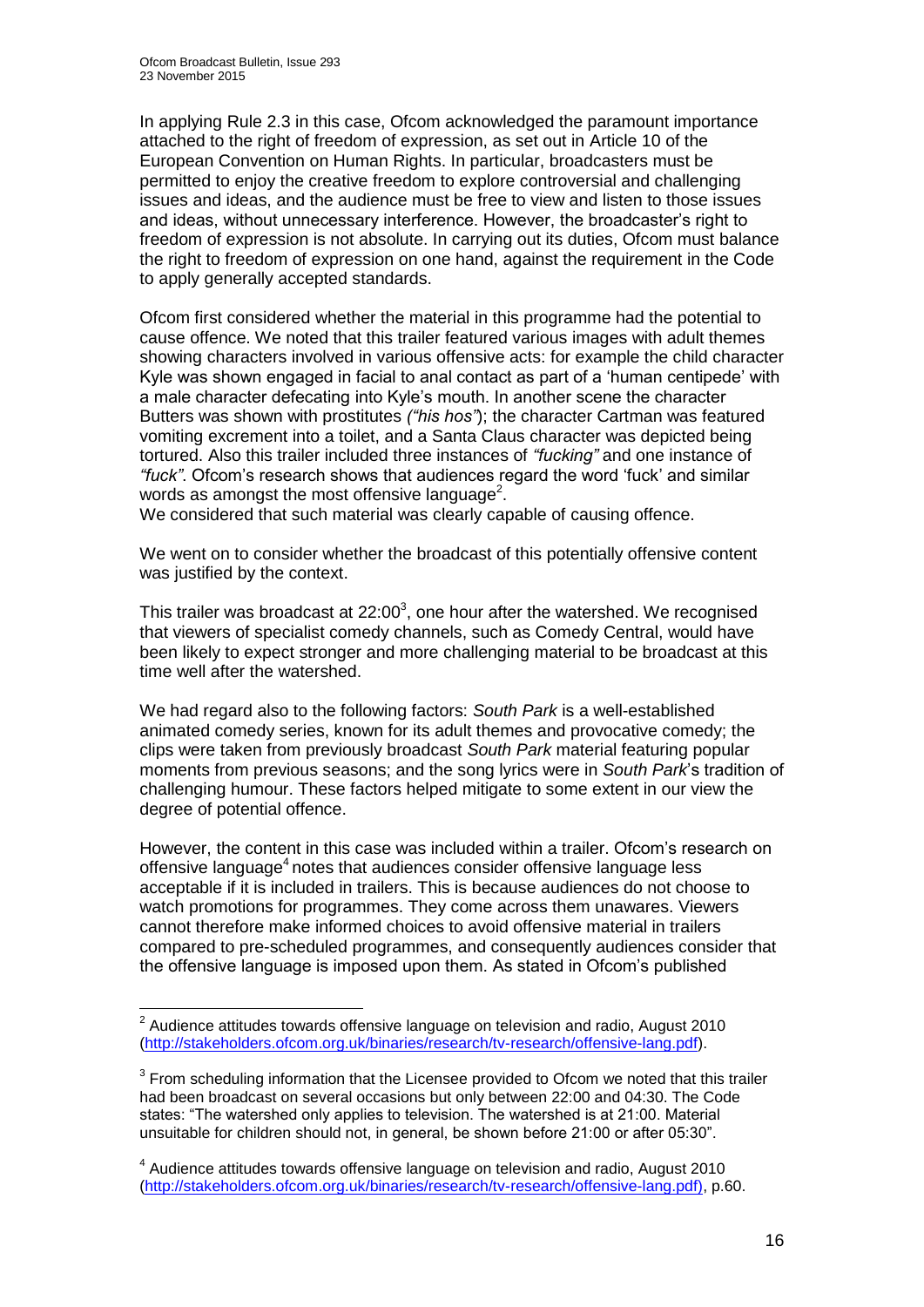In applying Rule 2.3 in this case, Ofcom acknowledged the paramount importance attached to the right of freedom of expression, as set out in Article 10 of the European Convention on Human Rights. In particular, broadcasters must be permitted to enjoy the creative freedom to explore controversial and challenging issues and ideas, and the audience must be free to view and listen to those issues and ideas, without unnecessary interference. However, the broadcaster's right to freedom of expression is not absolute. In carrying out its duties, Ofcom must balance the right to freedom of expression on one hand, against the requirement in the Code to apply generally accepted standards.

Ofcom first considered whether the material in this programme had the potential to cause offence. We noted that this trailer featured various images with adult themes showing characters involved in various offensive acts: for example the child character Kyle was shown engaged in facial to anal contact as part of a 'human centipede' with a male character defecating into Kyle's mouth. In another scene the character Butters was shown with prostitutes *("his hos")*; the character Cartman was featured vomiting excrement into a toilet, and a Santa Claus character was depicted being tortured. Also this trailer included three instances of *"fucking"* and one instance of *"fuck"*. Ofcom's research shows that audiences regard the word 'fuck' and similar words as amongst the most offensive language[2].
We considered that such material was clearly capable of causing offence.

We went on to consider whether the broadcast of this potentially offensive content was justified by the context.

This trailer was broadcast at 22:00[3], one hour after the watershed. We recognised that viewers of specialist comedy channels, such as Comedy Central, would have been likely to expect stronger and more challenging material to be broadcast at this time well after the watershed.

We had regard also to the following factors: *South Park* is a well-established animated comedy series, known for its adult themes and provocative comedy; the clips were taken from previously broadcast *South Park* material featuring popular moments from previous seasons; and the song lyrics were in *South Park*'s tradition of challenging humour. These factors helped mitigate to some extent in our view the degree of potential offence.

However, the content in this case was included within a trailer. Ofcom's research on offensive language[4] notes that audiences consider offensive language less acceptable if it is included in trailers. This is because audiences do not choose to watch promotions for programmes. They come across them unawares. Viewers cannot therefore make informed choices to avoid offensive material in trailers compared to pre-scheduled programmes, and consequently audiences consider that the offensive language is imposed upon them. As stated in Ofcom's published

---

[2] Audience attitudes towards offensive language on television and radio, August 2010 (http://stakeholders.ofcom.org.uk/binaries/research/tv-research/offensive-lang.pdf).

[3] From scheduling information that the Licensee provided to Ofcom we noted that this trailer had been broadcast on several occasions but only between 22:00 and 04:30. The Code states: "The watershed only applies to television. The watershed is at 21:00. Material unsuitable for children should not, in general, be shown before 21:00 or after 05:30".

[4] Audience attitudes towards offensive language on television and radio, August 2010 (http://stakeholders.ofcom.org.uk/binaries/research/tv-research/offensive-lang.pdf), p.60.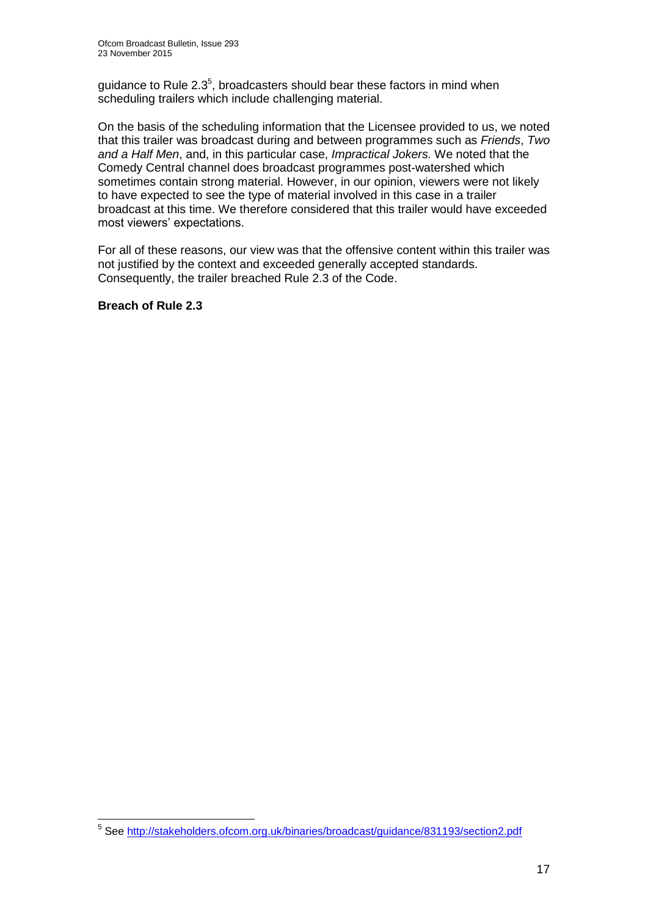guidance to Rule 2.3[5], broadcasters should bear these factors in mind when scheduling trailers which include challenging material.

On the basis of the scheduling information that the Licensee provided to us, we noted that this trailer was broadcast during and between programmes such as *Friends*, *Two and a Half Men*, and, in this particular case, *Impractical Jokers.* We noted that the Comedy Central channel does broadcast programmes post-watershed which sometimes contain strong material. However, in our opinion, viewers were not likely to have expected to see the type of material involved in this case in a trailer broadcast at this time. We therefore considered that this trailer would have exceeded most viewers' expectations.

For all of these reasons, our view was that the offensive content within this trailer was not justified by the context and exceeded generally accepted standards. Consequently, the trailer breached Rule 2.3 of the Code.

**Breach of Rule 2.3**

---

[5] See http://stakeholders.ofcom.org.uk/binaries/broadcast/guidance/831193/section2.pdf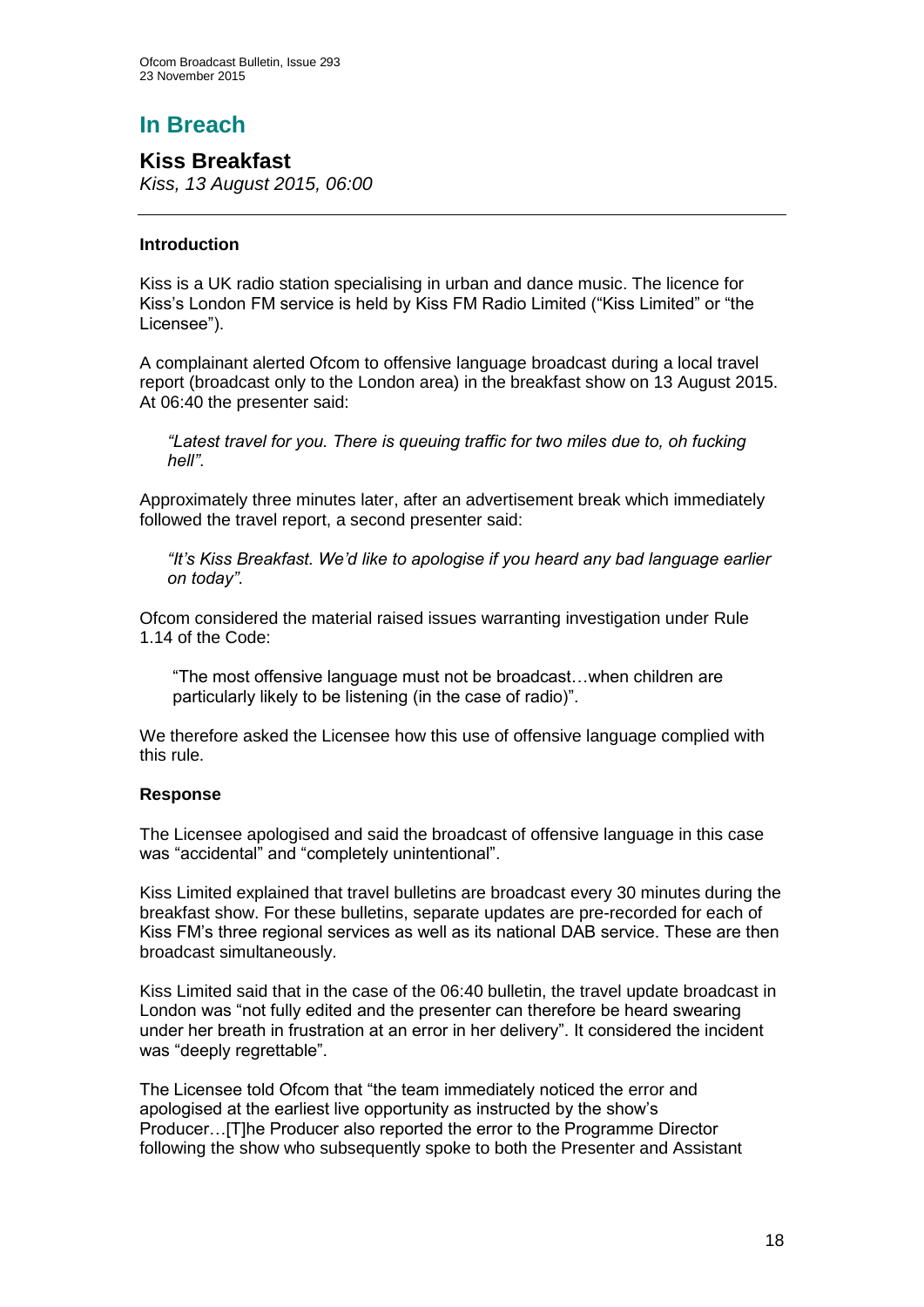# In Breach

## Kiss Breakfast

*Kiss, 13 August 2015, 06:00*

---

### Introduction

Kiss is a UK radio station specialising in urban and dance music. The licence for Kiss's London FM service is held by Kiss FM Radio Limited ("Kiss Limited" or "the Licensee").

A complainant alerted Ofcom to offensive language broadcast during a local travel report (broadcast only to the London area) in the breakfast show on 13 August 2015. At 06:40 the presenter said:

> *"Latest travel for you. There is queuing traffic for two miles due to, oh fucking hell"*.

Approximately three minutes later, after an advertisement break which immediately followed the travel report, a second presenter said:

> *"It's Kiss Breakfast. We'd like to apologise if you heard any bad language earlier on today"*.

Ofcom considered the material raised issues warranting investigation under Rule 1.14 of the Code:

> "The most offensive language must not be broadcast…when children are particularly likely to be listening (in the case of radio)".

We therefore asked the Licensee how this use of offensive language complied with this rule.

### Response

The Licensee apologised and said the broadcast of offensive language in this case was "accidental" and "completely unintentional".

Kiss Limited explained that travel bulletins are broadcast every 30 minutes during the breakfast show. For these bulletins, separate updates are pre-recorded for each of Kiss FM's three regional services as well as its national DAB service. These are then broadcast simultaneously.

Kiss Limited said that in the case of the 06:40 bulletin, the travel update broadcast in London was "not fully edited and the presenter can therefore be heard swearing under her breath in frustration at an error in her delivery". It considered the incident was "deeply regrettable".

The Licensee told Ofcom that "the team immediately noticed the error and apologised at the earliest live opportunity as instructed by the show's Producer…[T]he Producer also reported the error to the Programme Director following the show who subsequently spoke to both the Presenter and Assistant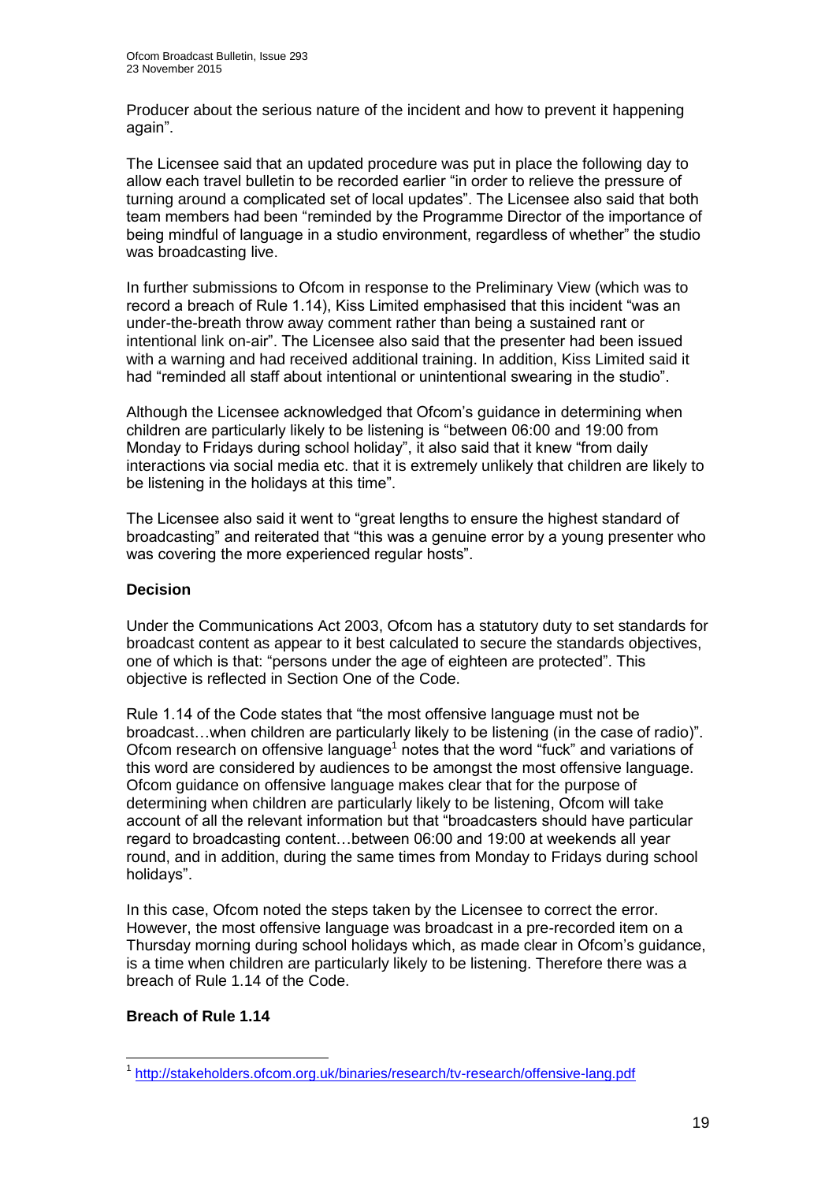Producer about the serious nature of the incident and how to prevent it happening again".

The Licensee said that an updated procedure was put in place the following day to allow each travel bulletin to be recorded earlier "in order to relieve the pressure of turning around a complicated set of local updates". The Licensee also said that both team members had been "reminded by the Programme Director of the importance of being mindful of language in a studio environment, regardless of whether" the studio was broadcasting live.

In further submissions to Ofcom in response to the Preliminary View (which was to record a breach of Rule 1.14), Kiss Limited emphasised that this incident "was an under-the-breath throw away comment rather than being a sustained rant or intentional link on-air". The Licensee also said that the presenter had been issued with a warning and had received additional training. In addition, Kiss Limited said it had "reminded all staff about intentional or unintentional swearing in the studio".

Although the Licensee acknowledged that Ofcom's guidance in determining when children are particularly likely to be listening is "between 06:00 and 19:00 from Monday to Fridays during school holiday", it also said that it knew "from daily interactions via social media etc. that it is extremely unlikely that children are likely to be listening in the holidays at this time".

The Licensee also said it went to "great lengths to ensure the highest standard of broadcasting" and reiterated that "this was a genuine error by a young presenter who was covering the more experienced regular hosts".

**Decision**

Under the Communications Act 2003, Ofcom has a statutory duty to set standards for broadcast content as appear to it best calculated to secure the standards objectives, one of which is that: "persons under the age of eighteen are protected". This objective is reflected in Section One of the Code.

Rule 1.14 of the Code states that "the most offensive language must not be broadcast…when children are particularly likely to be listening (in the case of radio)". Ofcom research on offensive language[1] notes that the word "fuck" and variations of this word are considered by audiences to be amongst the most offensive language. Ofcom guidance on offensive language makes clear that for the purpose of determining when children are particularly likely to be listening, Ofcom will take account of all the relevant information but that "broadcasters should have particular regard to broadcasting content…between 06:00 and 19:00 at weekends all year round, and in addition, during the same times from Monday to Fridays during school holidays".

In this case, Ofcom noted the steps taken by the Licensee to correct the error. However, the most offensive language was broadcast in a pre-recorded item on a Thursday morning during school holidays which, as made clear in Ofcom's guidance, is a time when children are particularly likely to be listening. Therefore there was a breach of Rule 1.14 of the Code.

**Breach of Rule 1.14**

---

[1] http://stakeholders.ofcom.org.uk/binaries/research/tv-research/offensive-lang.pdf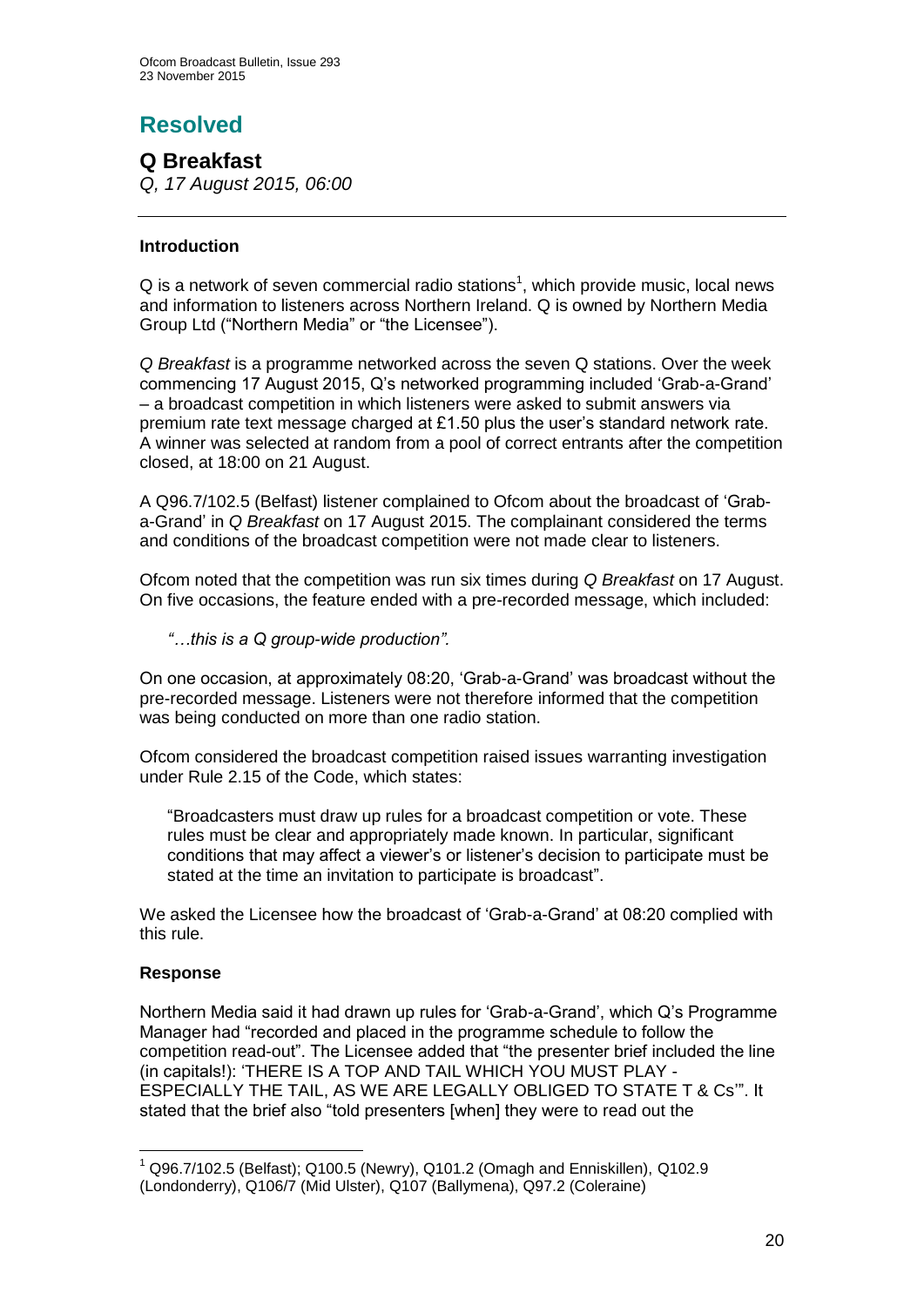# Resolved

## Q Breakfast

*Q, 17 August 2015, 06:00*

### Introduction

Q is a network of seven commercial radio stations[1], which provide music, local news and information to listeners across Northern Ireland. Q is owned by Northern Media Group Ltd ("Northern Media" or "the Licensee").

*Q Breakfast* is a programme networked across the seven Q stations. Over the week commencing 17 August 2015, Q's networked programming included 'Grab-a-Grand' – a broadcast competition in which listeners were asked to submit answers via premium rate text message charged at £1.50 plus the user's standard network rate. A winner was selected at random from a pool of correct entrants after the competition closed, at 18:00 on 21 August.

A Q96.7/102.5 (Belfast) listener complained to Ofcom about the broadcast of 'Grab-a-Grand' in *Q Breakfast* on 17 August 2015. The complainant considered the terms and conditions of the broadcast competition were not made clear to listeners.

Ofcom noted that the competition was run six times during *Q Breakfast* on 17 August. On five occasions, the feature ended with a pre-recorded message, which included:

> *"…this is a Q group-wide production".*

On one occasion, at approximately 08:20, 'Grab-a-Grand' was broadcast without the pre-recorded message. Listeners were not therefore informed that the competition was being conducted on more than one radio station.

Ofcom considered the broadcast competition raised issues warranting investigation under Rule 2.15 of the Code, which states:

> "Broadcasters must draw up rules for a broadcast competition or vote. These rules must be clear and appropriately made known. In particular, significant conditions that may affect a viewer's or listener's decision to participate must be stated at the time an invitation to participate is broadcast".

We asked the Licensee how the broadcast of 'Grab-a-Grand' at 08:20 complied with this rule.

### Response

Northern Media said it had drawn up rules for 'Grab-a-Grand', which Q's Programme Manager had "recorded and placed in the programme schedule to follow the competition read-out". The Licensee added that "the presenter brief included the line (in capitals!): 'THERE IS A TOP AND TAIL WHICH YOU MUST PLAY - ESPECIALLY THE TAIL, AS WE ARE LEGALLY OBLIGED TO STATE T & Cs'". It stated that the brief also "told presenters [when] they were to read out the

---

[1] Q96.7/102.5 (Belfast); Q100.5 (Newry), Q101.2 (Omagh and Enniskillen), Q102.9 (Londonderry), Q106/7 (Mid Ulster), Q107 (Ballymena), Q97.2 (Coleraine)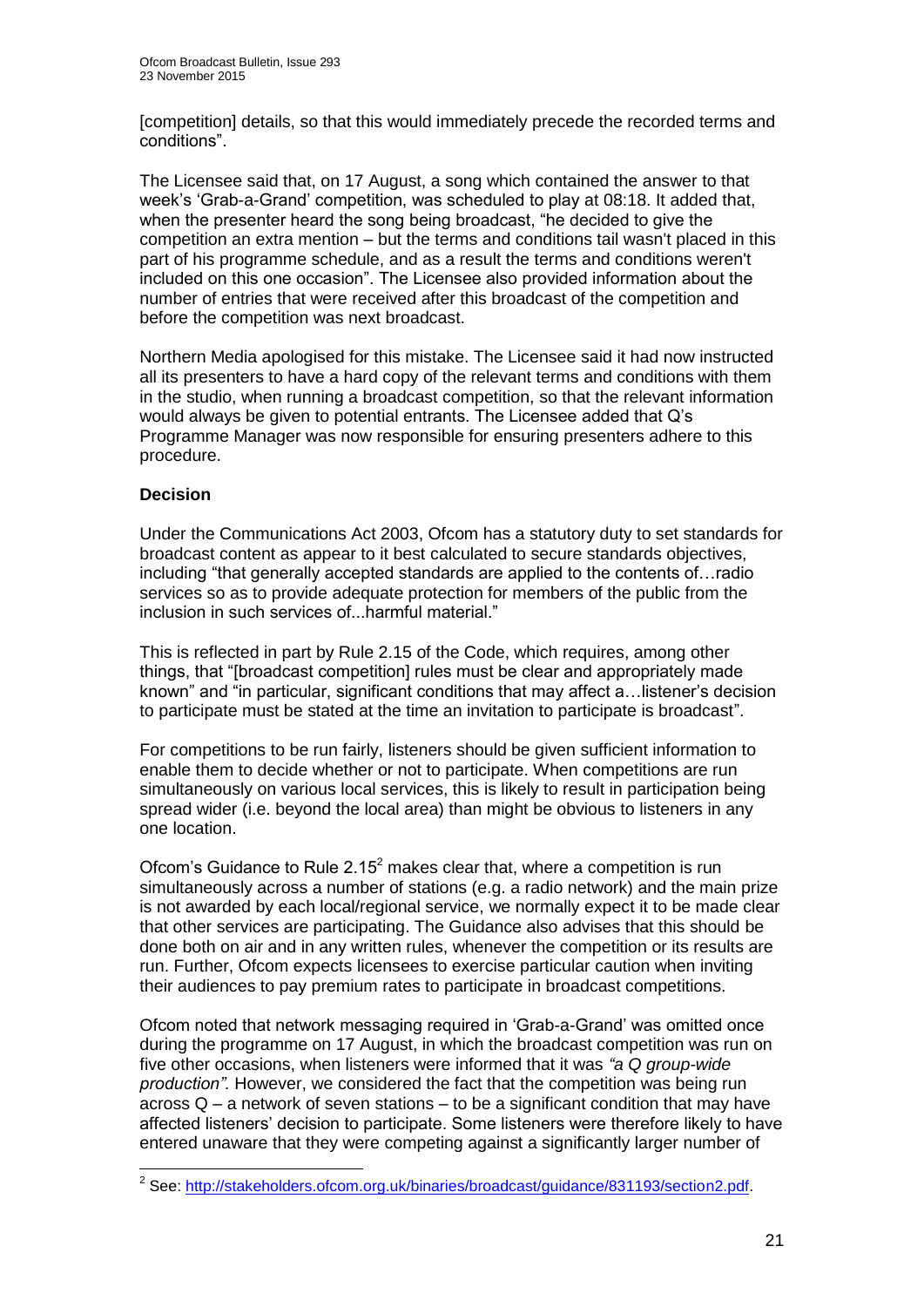[competition] details, so that this would immediately precede the recorded terms and conditions".

The Licensee said that, on 17 August, a song which contained the answer to that week's 'Grab-a-Grand' competition, was scheduled to play at 08:18. It added that, when the presenter heard the song being broadcast, "he decided to give the competition an extra mention – but the terms and conditions tail wasn't placed in this part of his programme schedule, and as a result the terms and conditions weren't included on this one occasion". The Licensee also provided information about the number of entries that were received after this broadcast of the competition and before the competition was next broadcast.

Northern Media apologised for this mistake. The Licensee said it had now instructed all its presenters to have a hard copy of the relevant terms and conditions with them in the studio, when running a broadcast competition, so that the relevant information would always be given to potential entrants. The Licensee added that Q's Programme Manager was now responsible for ensuring presenters adhere to this procedure.

**Decision**

Under the Communications Act 2003, Ofcom has a statutory duty to set standards for broadcast content as appear to it best calculated to secure standards objectives, including "that generally accepted standards are applied to the contents of…radio services so as to provide adequate protection for members of the public from the inclusion in such services of...harmful material."

This is reflected in part by Rule 2.15 of the Code, which requires, among other things, that "[broadcast competition] rules must be clear and appropriately made known" and "in particular, significant conditions that may affect a…listener's decision to participate must be stated at the time an invitation to participate is broadcast".

For competitions to be run fairly, listeners should be given sufficient information to enable them to decide whether or not to participate. When competitions are run simultaneously on various local services, this is likely to result in participation being spread wider (i.e. beyond the local area) than might be obvious to listeners in any one location.

Ofcom's Guidance to Rule 2.15[2] makes clear that, where a competition is run simultaneously across a number of stations (e.g. a radio network) and the main prize is not awarded by each local/regional service, we normally expect it to be made clear that other services are participating. The Guidance also advises that this should be done both on air and in any written rules, whenever the competition or its results are run. Further, Ofcom expects licensees to exercise particular caution when inviting their audiences to pay premium rates to participate in broadcast competitions.

Ofcom noted that network messaging required in 'Grab-a-Grand' was omitted once during the programme on 17 August, in which the broadcast competition was run on five other occasions, when listeners were informed that it was *"a Q group-wide production"*. However, we considered the fact that the competition was being run across Q – a network of seven stations – to be a significant condition that may have affected listeners' decision to participate. Some listeners were therefore likely to have entered unaware that they were competing against a significantly larger number of

[2] See: http://stakeholders.ofcom.org.uk/binaries/broadcast/guidance/831193/section2.pdf.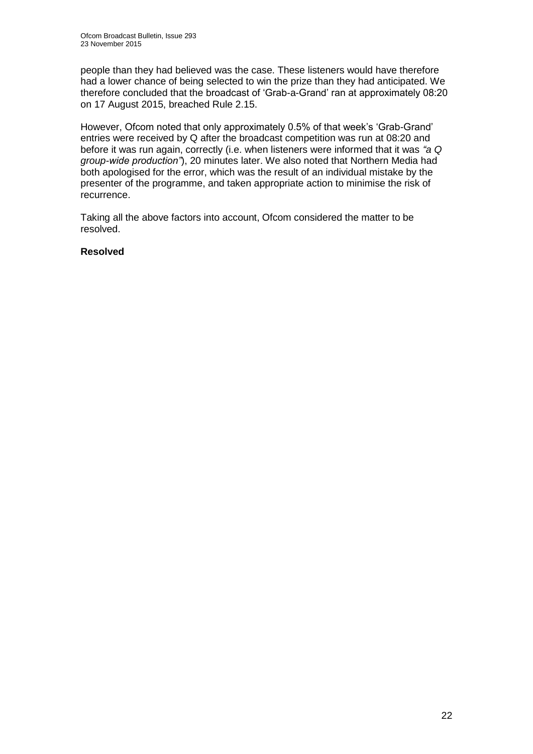people than they had believed was the case. These listeners would have therefore had a lower chance of being selected to win the prize than they had anticipated. We therefore concluded that the broadcast of 'Grab-a-Grand' ran at approximately 08:20 on 17 August 2015, breached Rule 2.15.

However, Ofcom noted that only approximately 0.5% of that week's 'Grab-Grand' entries were received by Q after the broadcast competition was run at 08:20 and before it was run again, correctly (i.e. when listeners were informed that it was *"a Q group-wide production"*), 20 minutes later. We also noted that Northern Media had both apologised for the error, which was the result of an individual mistake by the presenter of the programme, and taken appropriate action to minimise the risk of recurrence.

Taking all the above factors into account, Ofcom considered the matter to be resolved.

**Resolved**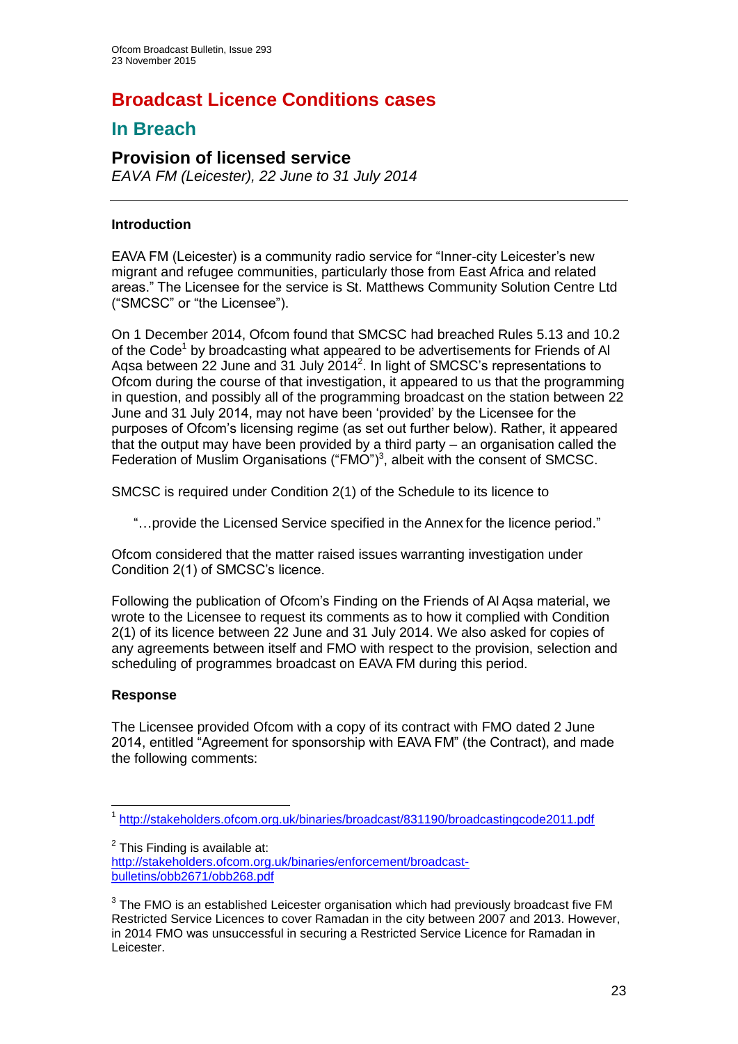# Broadcast Licence Conditions cases

## In Breach

### Provision of licensed service

*EAVA FM (Leicester), 22 June to 31 July 2014*

---

**Introduction**

EAVA FM (Leicester) is a community radio service for "Inner-city Leicester's new migrant and refugee communities, particularly those from East Africa and related areas." The Licensee for the service is St. Matthews Community Solution Centre Ltd ("SMCSC" or "the Licensee").

On 1 December 2014, Ofcom found that SMCSC had breached Rules 5.13 and 10.2 of the Code[1] by broadcasting what appeared to be advertisements for Friends of Al Aqsa between 22 June and 31 July 2014[2]. In light of SMCSC's representations to Ofcom during the course of that investigation, it appeared to us that the programming in question, and possibly all of the programming broadcast on the station between 22 June and 31 July 2014, may not have been 'provided' by the Licensee for the purposes of Ofcom's licensing regime (as set out further below). Rather, it appeared that the output may have been provided by a third party – an organisation called the Federation of Muslim Organisations ("FMO")[3], albeit with the consent of SMCSC.

SMCSC is required under Condition 2(1) of the Schedule to its licence to

> "…provide the Licensed Service specified in the Annex for the licence period."

Ofcom considered that the matter raised issues warranting investigation under Condition 2(1) of SMCSC's licence.

Following the publication of Ofcom's Finding on the Friends of Al Aqsa material, we wrote to the Licensee to request its comments as to how it complied with Condition 2(1) of its licence between 22 June and 31 July 2014. We also asked for copies of any agreements between itself and FMO with respect to the provision, selection and scheduling of programmes broadcast on EAVA FM during this period.

**Response**

The Licensee provided Ofcom with a copy of its contract with FMO dated 2 June 2014, entitled "Agreement for sponsorship with EAVA FM" (the Contract), and made the following comments:

---

[1] http://stakeholders.ofcom.org.uk/binaries/broadcast/831190/broadcastingcode2011.pdf

[2] This Finding is available at: http://stakeholders.ofcom.org.uk/binaries/enforcement/broadcast-bulletins/obb2671/obb268.pdf

[3] The FMO is an established Leicester organisation which had previously broadcast five FM Restricted Service Licences to cover Ramadan in the city between 2007 and 2013. However, in 2014 FMO was unsuccessful in securing a Restricted Service Licence for Ramadan in Leicester.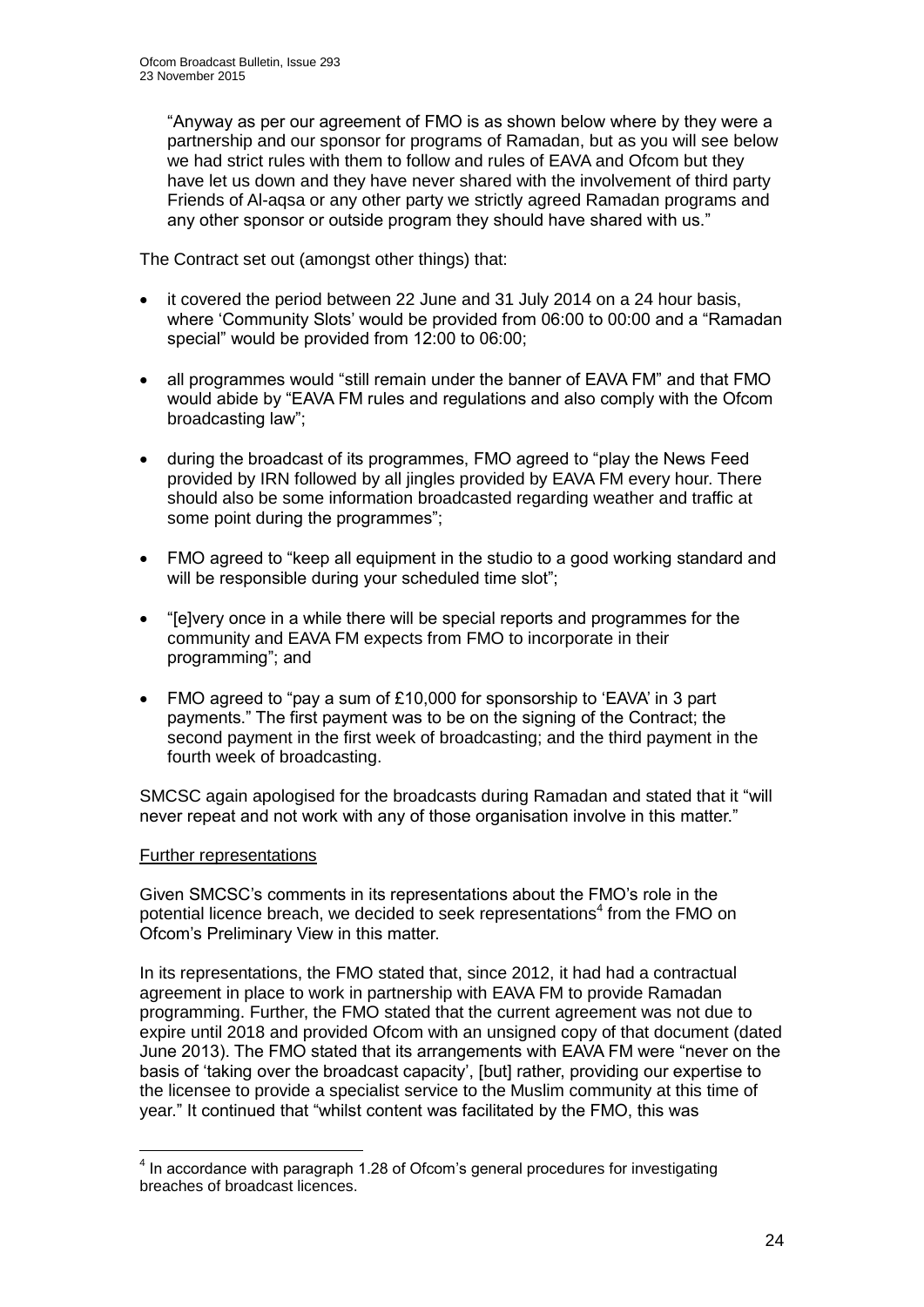"Anyway as per our agreement of FMO is as shown below where by they were a partnership and our sponsor for programs of Ramadan, but as you will see below we had strict rules with them to follow and rules of EAVA and Ofcom but they have let us down and they have never shared with the involvement of third party Friends of Al-aqsa or any other party we strictly agreed Ramadan programs and any other sponsor or outside program they should have shared with us."

The Contract set out (amongst other things) that:

- it covered the period between 22 June and 31 July 2014 on a 24 hour basis, where 'Community Slots' would be provided from 06:00 to 00:00 and a "Ramadan special" would be provided from 12:00 to 06:00;
- all programmes would "still remain under the banner of EAVA FM" and that FMO would abide by "EAVA FM rules and regulations and also comply with the Ofcom broadcasting law";
- during the broadcast of its programmes, FMO agreed to "play the News Feed provided by IRN followed by all jingles provided by EAVA FM every hour. There should also be some information broadcasted regarding weather and traffic at some point during the programmes";
- FMO agreed to "keep all equipment in the studio to a good working standard and will be responsible during your scheduled time slot";
- "[e]very once in a while there will be special reports and programmes for the community and EAVA FM expects from FMO to incorporate in their programming"; and
- FMO agreed to "pay a sum of £10,000 for sponsorship to 'EAVA' in 3 part payments." The first payment was to be on the signing of the Contract; the second payment in the first week of broadcasting; and the third payment in the fourth week of broadcasting.

SMCSC again apologised for the broadcasts during Ramadan and stated that it "will never repeat and not work with any of those organisation involve in this matter."

Further representations

Given SMCSC's comments in its representations about the FMO's role in the potential licence breach, we decided to seek representations[4] from the FMO on Ofcom's Preliminary View in this matter.

In its representations, the FMO stated that, since 2012, it had had a contractual agreement in place to work in partnership with EAVA FM to provide Ramadan programming. Further, the FMO stated that the current agreement was not due to expire until 2018 and provided Ofcom with an unsigned copy of that document (dated June 2013). The FMO stated that its arrangements with EAVA FM were "never on the basis of 'taking over the broadcast capacity', [but] rather, providing our expertise to the licensee to provide a specialist service to the Muslim community at this time of year." It continued that "whilst content was facilitated by the FMO, this was

[4] In accordance with paragraph 1.28 of Ofcom's general procedures for investigating breaches of broadcast licences.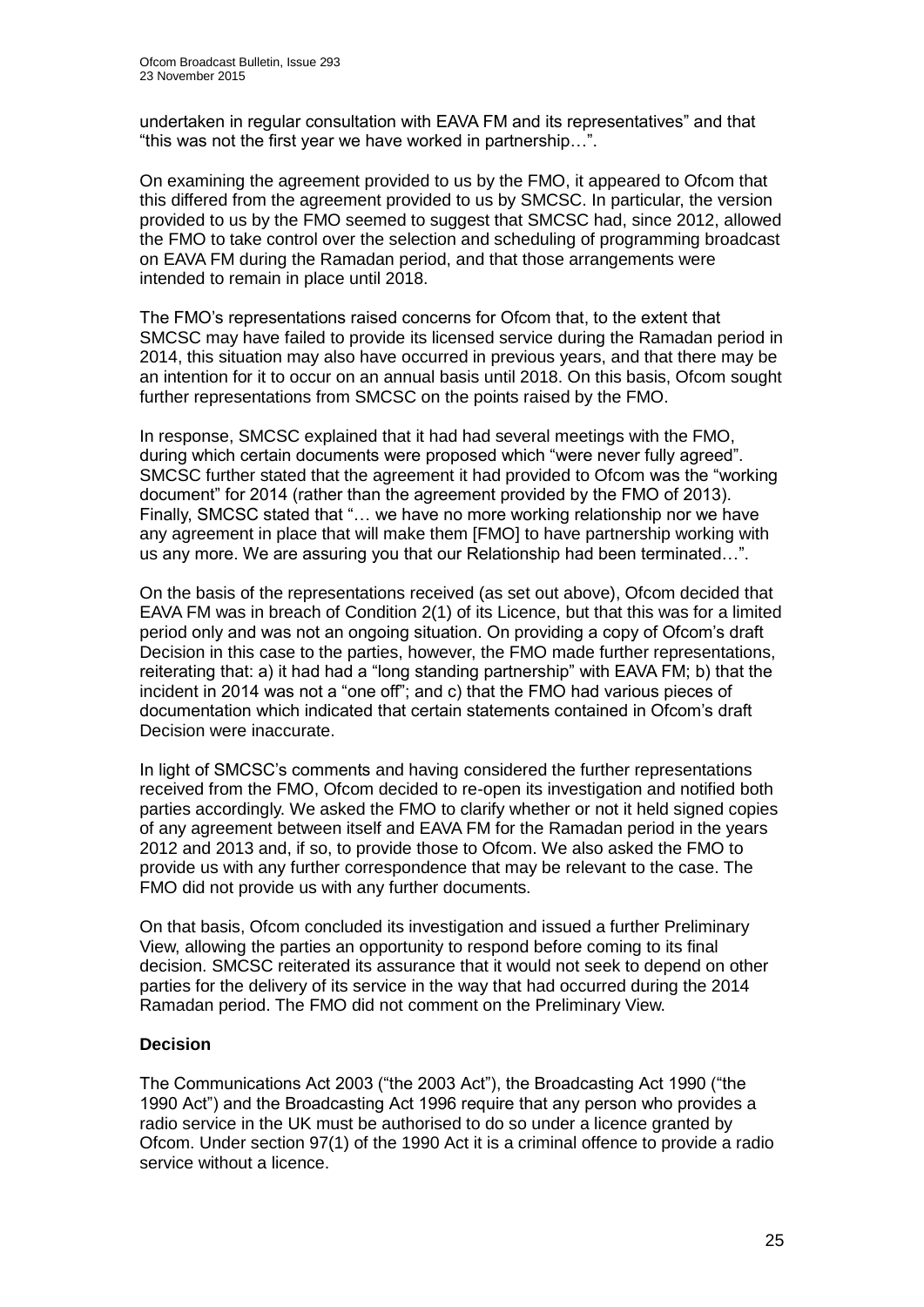undertaken in regular consultation with EAVA FM and its representatives" and that "this was not the first year we have worked in partnership…".

On examining the agreement provided to us by the FMO, it appeared to Ofcom that this differed from the agreement provided to us by SMCSC. In particular, the version provided to us by the FMO seemed to suggest that SMCSC had, since 2012, allowed the FMO to take control over the selection and scheduling of programming broadcast on EAVA FM during the Ramadan period, and that those arrangements were intended to remain in place until 2018.

The FMO's representations raised concerns for Ofcom that, to the extent that SMCSC may have failed to provide its licensed service during the Ramadan period in 2014, this situation may also have occurred in previous years, and that there may be an intention for it to occur on an annual basis until 2018. On this basis, Ofcom sought further representations from SMCSC on the points raised by the FMO.

In response, SMCSC explained that it had had several meetings with the FMO, during which certain documents were proposed which "were never fully agreed". SMCSC further stated that the agreement it had provided to Ofcom was the "working document" for 2014 (rather than the agreement provided by the FMO of 2013). Finally, SMCSC stated that "… we have no more working relationship nor we have any agreement in place that will make them [FMO] to have partnership working with us any more. We are assuring you that our Relationship had been terminated…".

On the basis of the representations received (as set out above), Ofcom decided that EAVA FM was in breach of Condition 2(1) of its Licence, but that this was for a limited period only and was not an ongoing situation. On providing a copy of Ofcom's draft Decision in this case to the parties, however, the FMO made further representations, reiterating that: a) it had had a "long standing partnership" with EAVA FM; b) that the incident in 2014 was not a "one off"; and c) that the FMO had various pieces of documentation which indicated that certain statements contained in Ofcom's draft Decision were inaccurate.

In light of SMCSC's comments and having considered the further representations received from the FMO, Ofcom decided to re-open its investigation and notified both parties accordingly. We asked the FMO to clarify whether or not it held signed copies of any agreement between itself and EAVA FM for the Ramadan period in the years 2012 and 2013 and, if so, to provide those to Ofcom. We also asked the FMO to provide us with any further correspondence that may be relevant to the case. The FMO did not provide us with any further documents.

On that basis, Ofcom concluded its investigation and issued a further Preliminary View, allowing the parties an opportunity to respond before coming to its final decision. SMCSC reiterated its assurance that it would not seek to depend on other parties for the delivery of its service in the way that had occurred during the 2014 Ramadan period. The FMO did not comment on the Preliminary View.

**Decision**

The Communications Act 2003 ("the 2003 Act"), the Broadcasting Act 1990 ("the 1990 Act") and the Broadcasting Act 1996 require that any person who provides a radio service in the UK must be authorised to do so under a licence granted by Ofcom. Under section 97(1) of the 1990 Act it is a criminal offence to provide a radio service without a licence.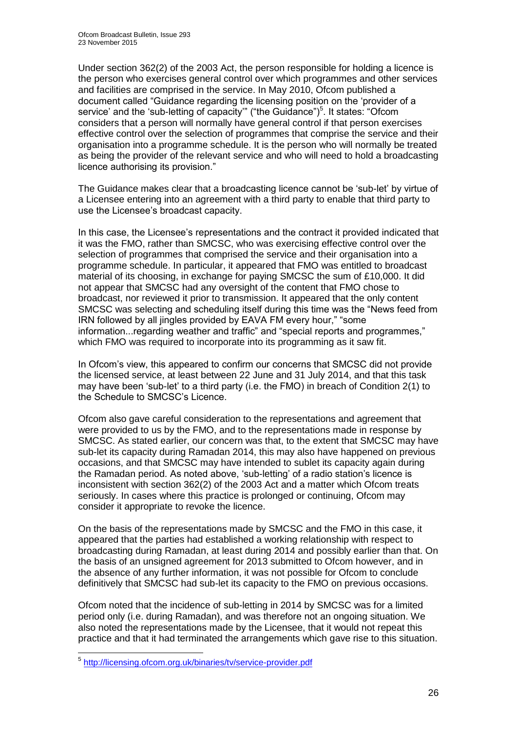Under section 362(2) of the 2003 Act, the person responsible for holding a licence is the person who exercises general control over which programmes and other services and facilities are comprised in the service. In May 2010, Ofcom published a document called "Guidance regarding the licensing position on the 'provider of a service' and the 'sub-letting of capacity'" ("the Guidance")[5]. It states: "Ofcom considers that a person will normally have general control if that person exercises effective control over the selection of programmes that comprise the service and their organisation into a programme schedule. It is the person who will normally be treated as being the provider of the relevant service and who will need to hold a broadcasting licence authorising its provision."

The Guidance makes clear that a broadcasting licence cannot be 'sub-let' by virtue of a Licensee entering into an agreement with a third party to enable that third party to use the Licensee's broadcast capacity.

In this case, the Licensee's representations and the contract it provided indicated that it was the FMO, rather than SMCSC, who was exercising effective control over the selection of programmes that comprised the service and their organisation into a programme schedule. In particular, it appeared that FMO was entitled to broadcast material of its choosing, in exchange for paying SMCSC the sum of £10,000. It did not appear that SMCSC had any oversight of the content that FMO chose to broadcast, nor reviewed it prior to transmission. It appeared that the only content SMCSC was selecting and scheduling itself during this time was the "News feed from IRN followed by all jingles provided by EAVA FM every hour," "some information...regarding weather and traffic" and "special reports and programmes," which FMO was required to incorporate into its programming as it saw fit.

In Ofcom's view, this appeared to confirm our concerns that SMCSC did not provide the licensed service, at least between 22 June and 31 July 2014, and that this task may have been 'sub-let' to a third party (i.e. the FMO) in breach of Condition 2(1) to the Schedule to SMCSC's Licence.

Ofcom also gave careful consideration to the representations and agreement that were provided to us by the FMO, and to the representations made in response by SMCSC. As stated earlier, our concern was that, to the extent that SMCSC may have sub-let its capacity during Ramadan 2014, this may also have happened on previous occasions, and that SMCSC may have intended to sublet its capacity again during the Ramadan period. As noted above, 'sub-letting' of a radio station's licence is inconsistent with section 362(2) of the 2003 Act and a matter which Ofcom treats seriously. In cases where this practice is prolonged or continuing, Ofcom may consider it appropriate to revoke the licence.

On the basis of the representations made by SMCSC and the FMO in this case, it appeared that the parties had established a working relationship with respect to broadcasting during Ramadan, at least during 2014 and possibly earlier than that. On the basis of an unsigned agreement for 2013 submitted to Ofcom however, and in the absence of any further information, it was not possible for Ofcom to conclude definitively that SMCSC had sub-let its capacity to the FMO on previous occasions.

Ofcom noted that the incidence of sub-letting in 2014 by SMCSC was for a limited period only (i.e. during Ramadan), and was therefore not an ongoing situation. We also noted the representations made by the Licensee, that it would not repeat this practice and that it had terminated the arrangements which gave rise to this situation.

---

[5] http://licensing.ofcom.org.uk/binaries/tv/service-provider.pdf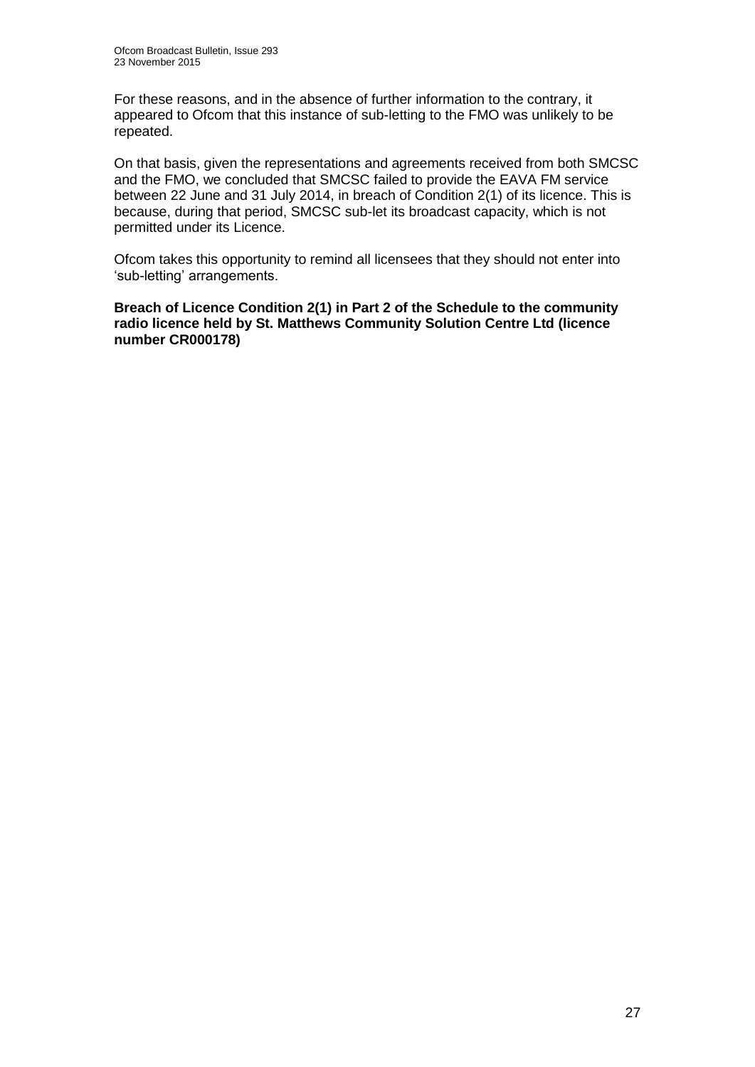For these reasons, and in the absence of further information to the contrary, it appeared to Ofcom that this instance of sub-letting to the FMO was unlikely to be repeated.

On that basis, given the representations and agreements received from both SMCSC and the FMO, we concluded that SMCSC failed to provide the EAVA FM service between 22 June and 31 July 2014, in breach of Condition 2(1) of its licence. This is because, during that period, SMCSC sub-let its broadcast capacity, which is not permitted under its Licence.

Ofcom takes this opportunity to remind all licensees that they should not enter into 'sub-letting' arrangements.

**Breach of Licence Condition 2(1) in Part 2 of the Schedule to the community radio licence held by St. Matthews Community Solution Centre Ltd (licence number CR000178)**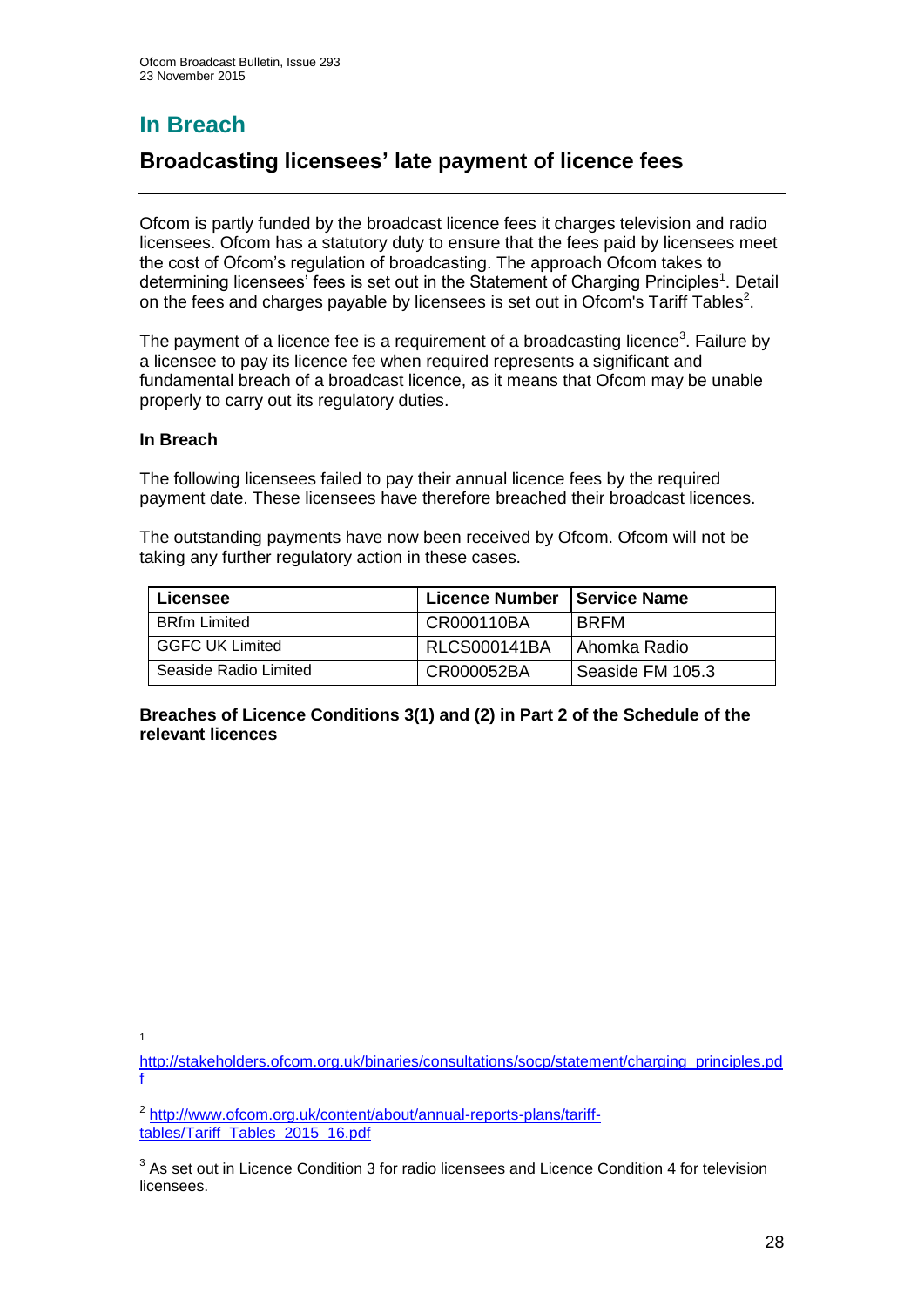# In Breach

## Broadcasting licensees' late payment of licence fees

Ofcom is partly funded by the broadcast licence fees it charges television and radio licensees. Ofcom has a statutory duty to ensure that the fees paid by licensees meet the cost of Ofcom's regulation of broadcasting. The approach Ofcom takes to determining licensees' fees is set out in the Statement of Charging Principles[1]. Detail on the fees and charges payable by licensees is set out in Ofcom's Tariff Tables[2].

The payment of a licence fee is a requirement of a broadcasting licence[3]. Failure by a licensee to pay its licence fee when required represents a significant and fundamental breach of a broadcast licence, as it means that Ofcom may be unable properly to carry out its regulatory duties.

**In Breach**

The following licensees failed to pay their annual licence fees by the required payment date. These licensees have therefore breached their broadcast licences.

The outstanding payments have now been received by Ofcom. Ofcom will not be taking any further regulatory action in these cases.

| Licensee | Licence Number | Service Name |
|---|---|---|
| BRfm Limited | CR000110BA | BRFM |
| GGFC UK Limited | RLCS000141BA | Ahomka Radio |
| Seaside Radio Limited | CR000052BA | Seaside FM 105.3 |

**Breaches of Licence Conditions 3(1) and (2) in Part 2 of the Schedule of the relevant licences**

---

[1] http://stakeholders.ofcom.org.uk/binaries/consultations/socp/statement/charging_principles.pdf

[2] http://www.ofcom.org.uk/content/about/annual-reports-plans/tariff-tables/Tariff_Tables_2015_16.pdf

[3] As set out in Licence Condition 3 for radio licensees and Licence Condition 4 for television licensees.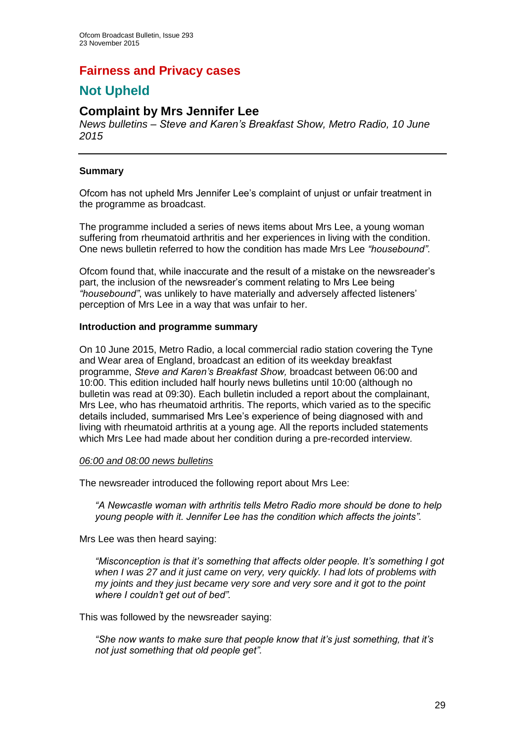# Fairness and Privacy cases

## Not Upheld

### Complaint by Mrs Jennifer Lee

*News bulletins – Steve and Karen's Breakfast Show, Metro Radio, 10 June 2015*

---

**Summary**

Ofcom has not upheld Mrs Jennifer Lee's complaint of unjust or unfair treatment in the programme as broadcast.

The programme included a series of news items about Mrs Lee, a young woman suffering from rheumatoid arthritis and her experiences in living with the condition. One news bulletin referred to how the condition has made Mrs Lee *"housebound".*

Ofcom found that, while inaccurate and the result of a mistake on the newsreader's part, the inclusion of the newsreader's comment relating to Mrs Lee being *"housebound"*, was unlikely to have materially and adversely affected listeners' perception of Mrs Lee in a way that was unfair to her.

**Introduction and programme summary**

On 10 June 2015, Metro Radio, a local commercial radio station covering the Tyne and Wear area of England, broadcast an edition of its weekday breakfast programme, *Steve and Karen's Breakfast Show,* broadcast between 06:00 and 10:00. This edition included half hourly news bulletins until 10:00 (although no bulletin was read at 09:30). Each bulletin included a report about the complainant, Mrs Lee, who has rheumatoid arthritis. The reports, which varied as to the specific details included, summarised Mrs Lee's experience of being diagnosed with and living with rheumatoid arthritis at a young age. All the reports included statements which Mrs Lee had made about her condition during a pre-recorded interview.

<u>*06:00 and 08:00 news bulletins*</u>

The newsreader introduced the following report about Mrs Lee:

> *"A Newcastle woman with arthritis tells Metro Radio more should be done to help young people with it. Jennifer Lee has the condition which affects the joints".*

Mrs Lee was then heard saying:

> *"Misconception is that it's something that affects older people. It's something I got when I was 27 and it just came on very, very quickly. I had lots of problems with my joints and they just became very sore and very sore and it got to the point where I couldn't get out of bed".*

This was followed by the newsreader saying:

> *"She now wants to make sure that people know that it's just something, that it's not just something that old people get".*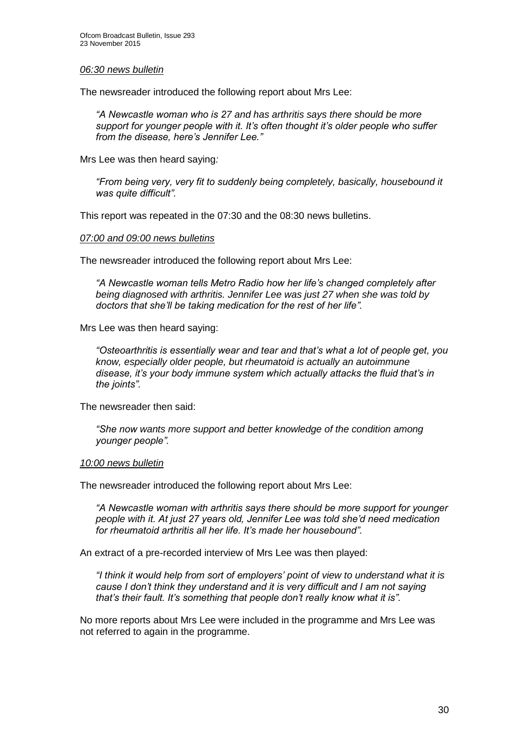_06:30 news bulletin_

The newsreader introduced the following report about Mrs Lee:

> *"A Newcastle woman who is 27 and has arthritis says there should be more support for younger people with it. It's often thought it's older people who suffer from the disease, here's Jennifer Lee."*

Mrs Lee was then heard saying*:*

> *"From being very, very fit to suddenly being completely, basically, housebound it was quite difficult".*

This report was repeated in the 07:30 and the 08:30 news bulletins.

_07:00 and 09:00 news bulletins_

The newsreader introduced the following report about Mrs Lee:

> *"A Newcastle woman tells Metro Radio how her life's changed completely after being diagnosed with arthritis. Jennifer Lee was just 27 when she was told by doctors that she'll be taking medication for the rest of her life".*

Mrs Lee was then heard saying:

> *"Osteoarthritis is essentially wear and tear and that's what a lot of people get, you know, especially older people, but rheumatoid is actually an autoimmune disease, it's your body immune system which actually attacks the fluid that's in the joints".*

The newsreader then said:

> *"She now wants more support and better knowledge of the condition among younger people".*

_10:00 news bulletin_

The newsreader introduced the following report about Mrs Lee:

> *"A Newcastle woman with arthritis says there should be more support for younger people with it. At just 27 years old, Jennifer Lee was told she'd need medication for rheumatoid arthritis all her life. It's made her housebound".*

An extract of a pre-recorded interview of Mrs Lee was then played:

> *"I think it would help from sort of employers' point of view to understand what it is cause I don't think they understand and it is very difficult and I am not saying that's their fault. It's something that people don't really know what it is".*

No more reports about Mrs Lee were included in the programme and Mrs Lee was not referred to again in the programme.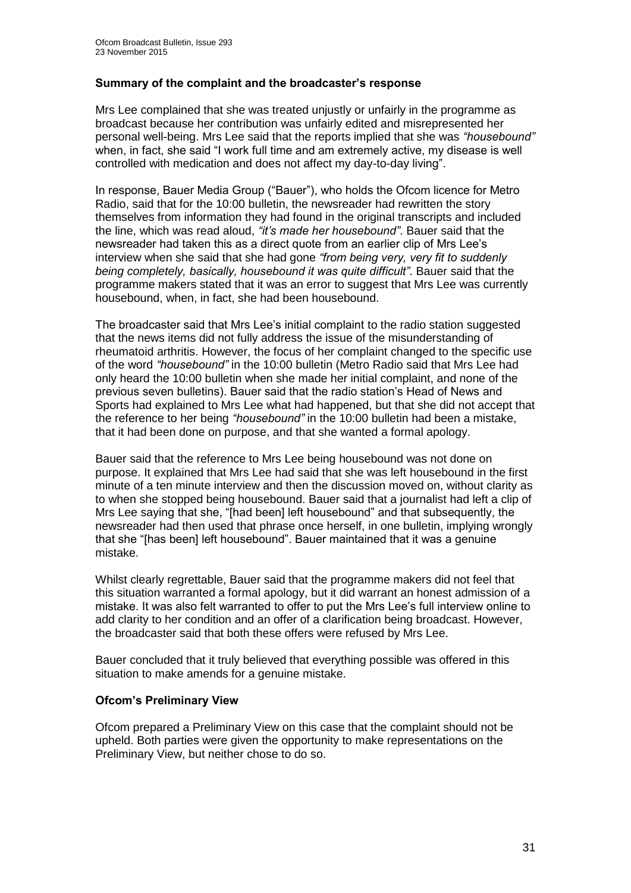### Summary of the complaint and the broadcaster's response

Mrs Lee complained that she was treated unjustly or unfairly in the programme as broadcast because her contribution was unfairly edited and misrepresented her personal well-being. Mrs Lee said that the reports implied that she was *"housebound"* when, in fact, she said "I work full time and am extremely active, my disease is well controlled with medication and does not affect my day-to-day living".

In response, Bauer Media Group ("Bauer"), who holds the Ofcom licence for Metro Radio, said that for the 10:00 bulletin, the newsreader had rewritten the story themselves from information they had found in the original transcripts and included the line, which was read aloud, *"it's made her housebound"*. Bauer said that the newsreader had taken this as a direct quote from an earlier clip of Mrs Lee's interview when she said that she had gone *"from being very, very fit to suddenly being completely, basically, housebound it was quite difficult"*. Bauer said that the programme makers stated that it was an error to suggest that Mrs Lee was currently housebound, when, in fact, she had been housebound.

The broadcaster said that Mrs Lee's initial complaint to the radio station suggested that the news items did not fully address the issue of the misunderstanding of rheumatoid arthritis. However, the focus of her complaint changed to the specific use of the word *"housebound"* in the 10:00 bulletin (Metro Radio said that Mrs Lee had only heard the 10:00 bulletin when she made her initial complaint, and none of the previous seven bulletins). Bauer said that the radio station's Head of News and Sports had explained to Mrs Lee what had happened, but that she did not accept that the reference to her being *"housebound"* in the 10:00 bulletin had been a mistake, that it had been done on purpose, and that she wanted a formal apology.

Bauer said that the reference to Mrs Lee being housebound was not done on purpose. It explained that Mrs Lee had said that she was left housebound in the first minute of a ten minute interview and then the discussion moved on, without clarity as to when she stopped being housebound. Bauer said that a journalist had left a clip of Mrs Lee saying that she, "[had been] left housebound" and that subsequently, the newsreader had then used that phrase once herself, in one bulletin, implying wrongly that she "[has been] left housebound". Bauer maintained that it was a genuine mistake.

Whilst clearly regrettable, Bauer said that the programme makers did not feel that this situation warranted a formal apology, but it did warrant an honest admission of a mistake. It was also felt warranted to offer to put the Mrs Lee's full interview online to add clarity to her condition and an offer of a clarification being broadcast. However, the broadcaster said that both these offers were refused by Mrs Lee.

Bauer concluded that it truly believed that everything possible was offered in this situation to make amends for a genuine mistake.

### Ofcom's Preliminary View

Ofcom prepared a Preliminary View on this case that the complaint should not be upheld. Both parties were given the opportunity to make representations on the Preliminary View, but neither chose to do so.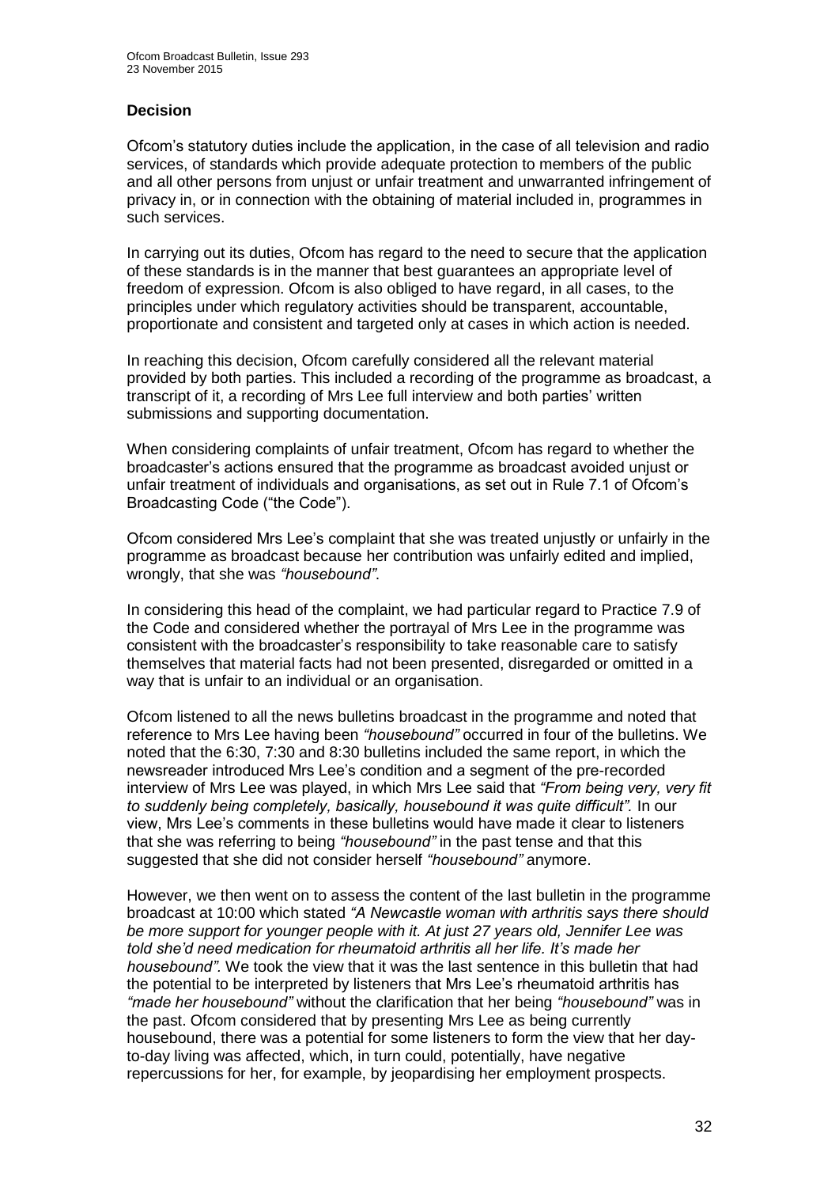**Decision**

Ofcom's statutory duties include the application, in the case of all television and radio services, of standards which provide adequate protection to members of the public and all other persons from unjust or unfair treatment and unwarranted infringement of privacy in, or in connection with the obtaining of material included in, programmes in such services.

In carrying out its duties, Ofcom has regard to the need to secure that the application of these standards is in the manner that best guarantees an appropriate level of freedom of expression. Ofcom is also obliged to have regard, in all cases, to the principles under which regulatory activities should be transparent, accountable, proportionate and consistent and targeted only at cases in which action is needed.

In reaching this decision, Ofcom carefully considered all the relevant material provided by both parties. This included a recording of the programme as broadcast, a transcript of it, a recording of Mrs Lee full interview and both parties' written submissions and supporting documentation.

When considering complaints of unfair treatment, Ofcom has regard to whether the broadcaster's actions ensured that the programme as broadcast avoided unjust or unfair treatment of individuals and organisations, as set out in Rule 7.1 of Ofcom's Broadcasting Code ("the Code").

Ofcom considered Mrs Lee's complaint that she was treated unjustly or unfairly in the programme as broadcast because her contribution was unfairly edited and implied, wrongly, that she was *"housebound"*.

In considering this head of the complaint, we had particular regard to Practice 7.9 of the Code and considered whether the portrayal of Mrs Lee in the programme was consistent with the broadcaster's responsibility to take reasonable care to satisfy themselves that material facts had not been presented, disregarded or omitted in a way that is unfair to an individual or an organisation.

Ofcom listened to all the news bulletins broadcast in the programme and noted that reference to Mrs Lee having been *"housebound"* occurred in four of the bulletins. We noted that the 6:30, 7:30 and 8:30 bulletins included the same report, in which the newsreader introduced Mrs Lee's condition and a segment of the pre-recorded interview of Mrs Lee was played, in which Mrs Lee said that *"From being very, very fit to suddenly being completely, basically, housebound it was quite difficult".* In our view, Mrs Lee's comments in these bulletins would have made it clear to listeners that she was referring to being *"housebound"* in the past tense and that this suggested that she did not consider herself *"housebound"* anymore.

However, we then went on to assess the content of the last bulletin in the programme broadcast at 10:00 which stated *"A Newcastle woman with arthritis says there should be more support for younger people with it. At just 27 years old, Jennifer Lee was told she'd need medication for rheumatoid arthritis all her life. It's made her housebound"*. We took the view that it was the last sentence in this bulletin that had the potential to be interpreted by listeners that Mrs Lee's rheumatoid arthritis has *"made her housebound"* without the clarification that her being *"housebound"* was in the past. Ofcom considered that by presenting Mrs Lee as being currently housebound, there was a potential for some listeners to form the view that her day-to-day living was affected, which, in turn could, potentially, have negative repercussions for her, for example, by jeopardising her employment prospects.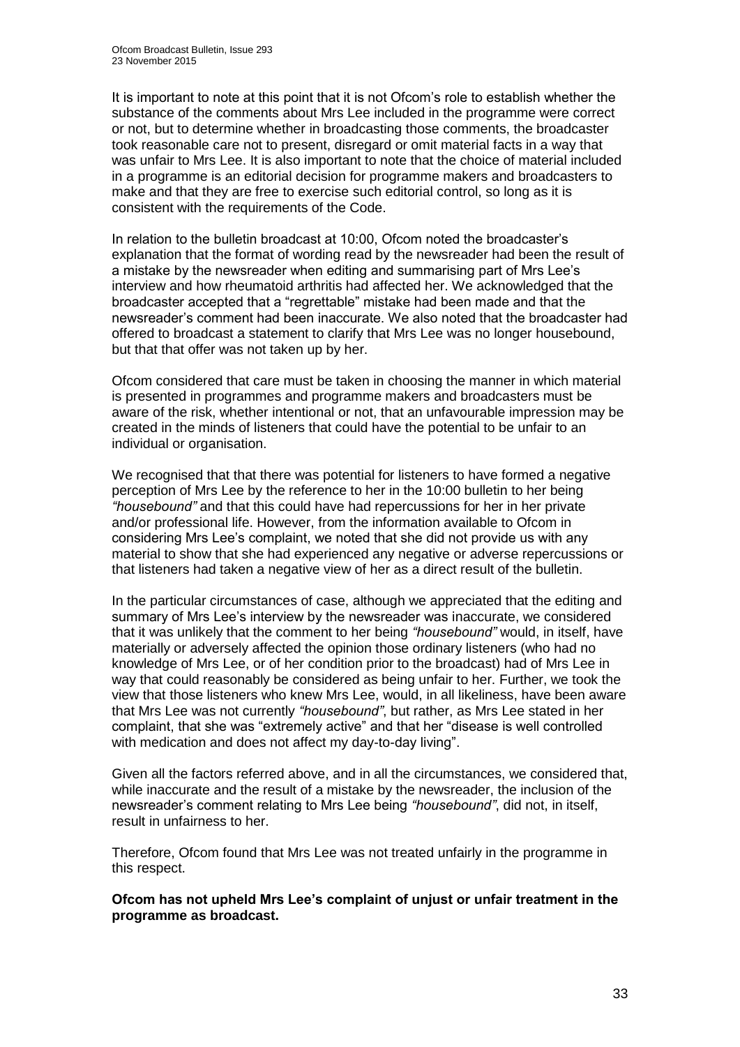It is important to note at this point that it is not Ofcom's role to establish whether the substance of the comments about Mrs Lee included in the programme were correct or not, but to determine whether in broadcasting those comments, the broadcaster took reasonable care not to present, disregard or omit material facts in a way that was unfair to Mrs Lee. It is also important to note that the choice of material included in a programme is an editorial decision for programme makers and broadcasters to make and that they are free to exercise such editorial control, so long as it is consistent with the requirements of the Code.

In relation to the bulletin broadcast at 10:00, Ofcom noted the broadcaster's explanation that the format of wording read by the newsreader had been the result of a mistake by the newsreader when editing and summarising part of Mrs Lee's interview and how rheumatoid arthritis had affected her. We acknowledged that the broadcaster accepted that a "regrettable" mistake had been made and that the newsreader's comment had been inaccurate. We also noted that the broadcaster had offered to broadcast a statement to clarify that Mrs Lee was no longer housebound, but that that offer was not taken up by her.

Ofcom considered that care must be taken in choosing the manner in which material is presented in programmes and programme makers and broadcasters must be aware of the risk, whether intentional or not, that an unfavourable impression may be created in the minds of listeners that could have the potential to be unfair to an individual or organisation.

We recognised that that there was potential for listeners to have formed a negative perception of Mrs Lee by the reference to her in the 10:00 bulletin to her being *"housebound"* and that this could have had repercussions for her in her private and/or professional life. However, from the information available to Ofcom in considering Mrs Lee's complaint, we noted that she did not provide us with any material to show that she had experienced any negative or adverse repercussions or that listeners had taken a negative view of her as a direct result of the bulletin.

In the particular circumstances of case, although we appreciated that the editing and summary of Mrs Lee's interview by the newsreader was inaccurate, we considered that it was unlikely that the comment to her being *"housebound"* would, in itself, have materially or adversely affected the opinion those ordinary listeners (who had no knowledge of Mrs Lee, or of her condition prior to the broadcast) had of Mrs Lee in way that could reasonably be considered as being unfair to her. Further, we took the view that those listeners who knew Mrs Lee, would, in all likeliness, have been aware that Mrs Lee was not currently *"housebound"*, but rather, as Mrs Lee stated in her complaint, that she was "extremely active" and that her "disease is well controlled with medication and does not affect my day-to-day living".

Given all the factors referred above, and in all the circumstances, we considered that, while inaccurate and the result of a mistake by the newsreader, the inclusion of the newsreader's comment relating to Mrs Lee being *"housebound"*, did not, in itself, result in unfairness to her.

Therefore, Ofcom found that Mrs Lee was not treated unfairly in the programme in this respect.

**Ofcom has not upheld Mrs Lee's complaint of unjust or unfair treatment in the programme as broadcast.**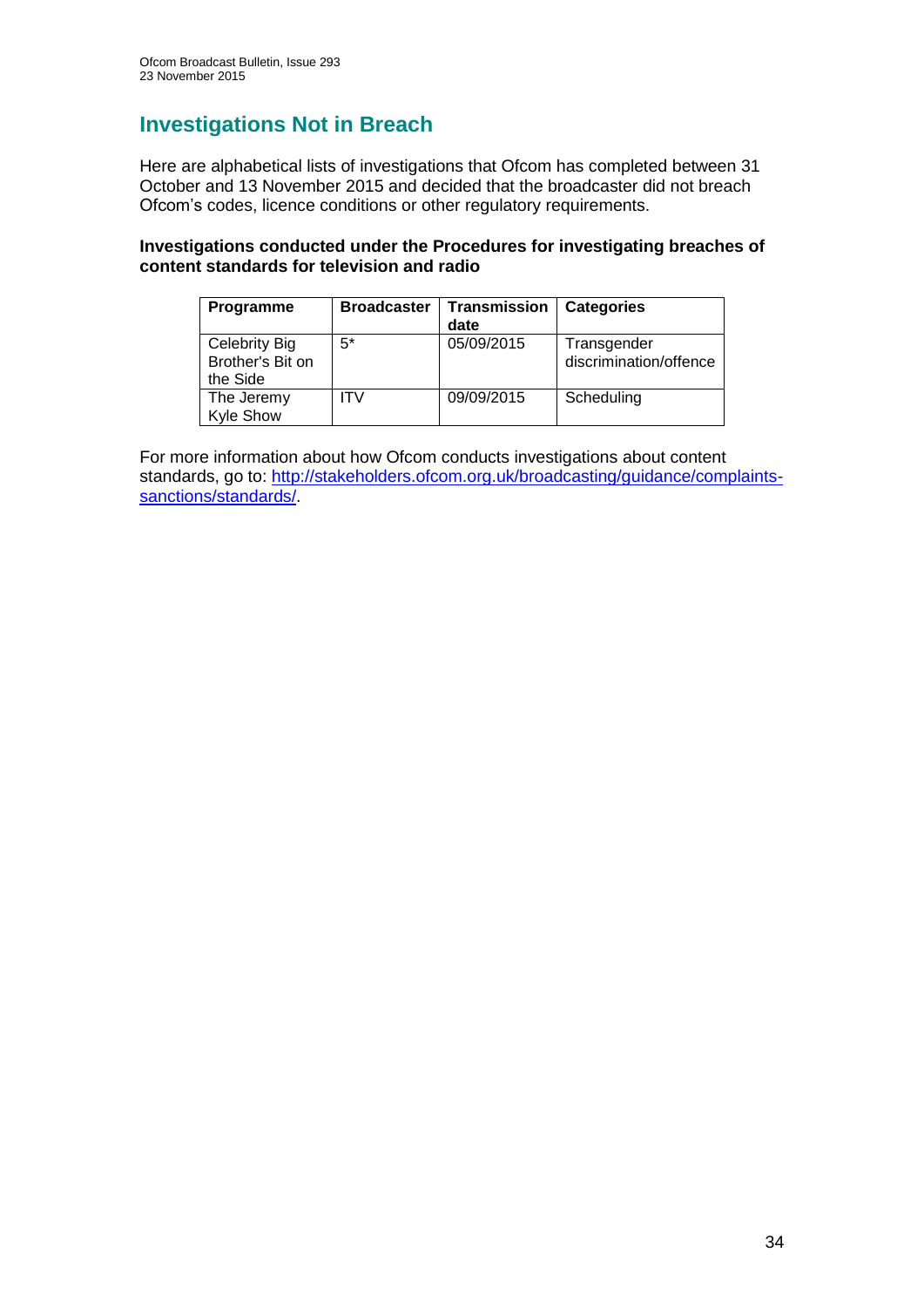## Investigations Not in Breach

Here are alphabetical lists of investigations that Ofcom has completed between 31 October and 13 November 2015 and decided that the broadcaster did not breach Ofcom's codes, licence conditions or other regulatory requirements.

**Investigations conducted under the Procedures for investigating breaches of content standards for television and radio**

| Programme | Broadcaster | Transmission date | Categories |
|---|---|---|---|
| Celebrity Big Brother's Bit on the Side | 5* | 05/09/2015 | Transgender discrimination/offence |
| The Jeremy Kyle Show | ITV | 09/09/2015 | Scheduling |

For more information about how Ofcom conducts investigations about content standards, go to: [http://stakeholders.ofcom.org.uk/broadcasting/guidance/complaints-sanctions/standards/](http://stakeholders.ofcom.org.uk/broadcasting/guidance/complaints-sanctions/standards/).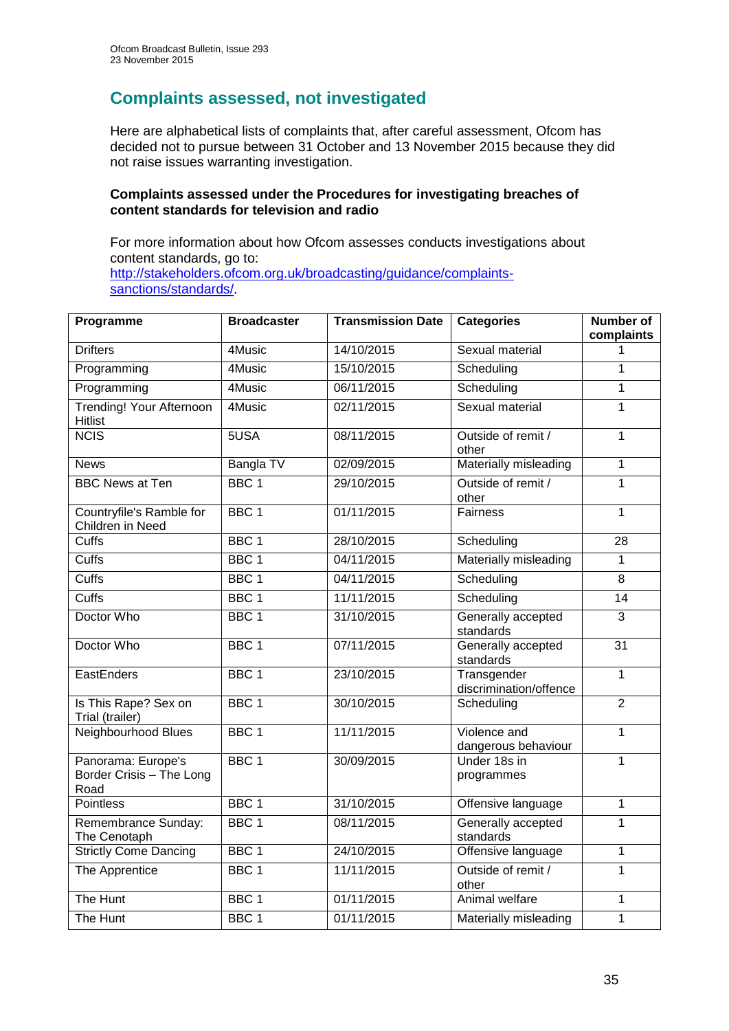## Complaints assessed, not investigated

Here are alphabetical lists of complaints that, after careful assessment, Ofcom has decided not to pursue between 31 October and 13 November 2015 because they did not raise issues warranting investigation.

**Complaints assessed under the Procedures for investigating breaches of content standards for television and radio**

For more information about how Ofcom assesses conducts investigations about content standards, go to: http://stakeholders.ofcom.org.uk/broadcasting/guidance/complaints-sanctions/standards/.

| Programme | Broadcaster | Transmission Date | Categories | Number of complaints |
|---|---|---|---|---|
| Drifters | 4Music | 14/10/2015 | Sexual material | 1 |
| Programming | 4Music | 15/10/2015 | Scheduling | 1 |
| Programming | 4Music | 06/11/2015 | Scheduling | 1 |
| Trending! Your Afternoon Hitlist | 4Music | 02/11/2015 | Sexual material | 1 |
| NCIS | 5USA | 08/11/2015 | Outside of remit / other | 1 |
| News | Bangla TV | 02/09/2015 | Materially misleading | 1 |
| BBC News at Ten | BBC 1 | 29/10/2015 | Outside of remit / other | 1 |
| Countryfile's Ramble for Children in Need | BBC 1 | 01/11/2015 | Fairness | 1 |
| Cuffs | BBC 1 | 28/10/2015 | Scheduling | 28 |
| Cuffs | BBC 1 | 04/11/2015 | Materially misleading | 1 |
| Cuffs | BBC 1 | 04/11/2015 | Scheduling | 8 |
| Cuffs | BBC 1 | 11/11/2015 | Scheduling | 14 |
| Doctor Who | BBC 1 | 31/10/2015 | Generally accepted standards | 3 |
| Doctor Who | BBC 1 | 07/11/2015 | Generally accepted standards | 31 |
| EastEnders | BBC 1 | 23/10/2015 | Transgender discrimination/offence | 1 |
| Is This Rape? Sex on Trial (trailer) | BBC 1 | 30/10/2015 | Scheduling | 2 |
| Neighbourhood Blues | BBC 1 | 11/11/2015 | Violence and dangerous behaviour | 1 |
| Panorama: Europe's Border Crisis – The Long Road | BBC 1 | 30/09/2015 | Under 18s in programmes | 1 |
| Pointless | BBC 1 | 31/10/2015 | Offensive language | 1 |
| Remembrance Sunday: The Cenotaph | BBC 1 | 08/11/2015 | Generally accepted standards | 1 |
| Strictly Come Dancing | BBC 1 | 24/10/2015 | Offensive language | 1 |
| The Apprentice | BBC 1 | 11/11/2015 | Outside of remit / other | 1 |
| The Hunt | BBC 1 | 01/11/2015 | Animal welfare | 1 |
| The Hunt | BBC 1 | 01/11/2015 | Materially misleading | 1 |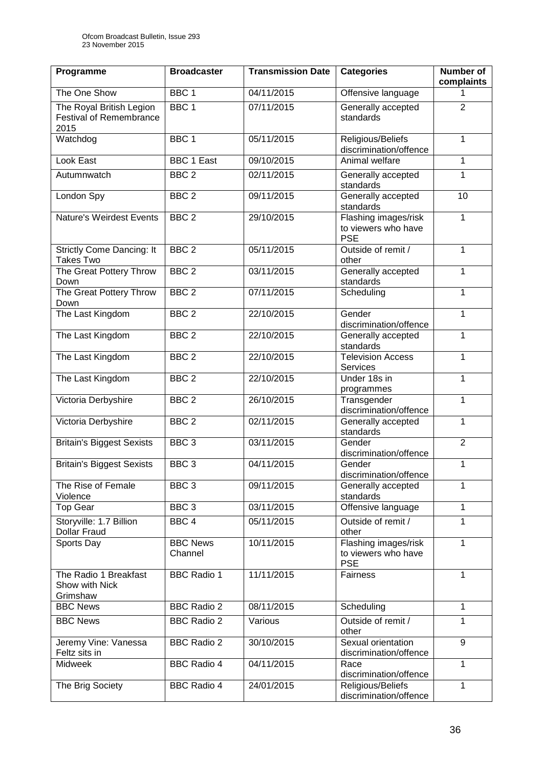| Programme | Broadcaster | Transmission Date | Categories | Number of complaints |
|---|---|---|---|---|
| The One Show | BBC 1 | 04/11/2015 | Offensive language | 1 |
| The Royal British Legion Festival of Remembrance 2015 | BBC 1 | 07/11/2015 | Generally accepted standards | 2 |
| Watchdog | BBC 1 | 05/11/2015 | Religious/Beliefs discrimination/offence | 1 |
| Look East | BBC 1 East | 09/10/2015 | Animal welfare | 1 |
| Autumnwatch | BBC 2 | 02/11/2015 | Generally accepted standards | 1 |
| London Spy | BBC 2 | 09/11/2015 | Generally accepted standards | 10 |
| Nature's Weirdest Events | BBC 2 | 29/10/2015 | Flashing images/risk to viewers who have PSE | 1 |
| Strictly Come Dancing: It Takes Two | BBC 2 | 05/11/2015 | Outside of remit / other | 1 |
| The Great Pottery Throw Down | BBC 2 | 03/11/2015 | Generally accepted standards | 1 |
| The Great Pottery Throw Down | BBC 2 | 07/11/2015 | Scheduling | 1 |
| The Last Kingdom | BBC 2 | 22/10/2015 | Gender discrimination/offence | 1 |
| The Last Kingdom | BBC 2 | 22/10/2015 | Generally accepted standards | 1 |
| The Last Kingdom | BBC 2 | 22/10/2015 | Television Access Services | 1 |
| The Last Kingdom | BBC 2 | 22/10/2015 | Under 18s in programmes | 1 |
| Victoria Derbyshire | BBC 2 | 26/10/2015 | Transgender discrimination/offence | 1 |
| Victoria Derbyshire | BBC 2 | 02/11/2015 | Generally accepted standards | 1 |
| Britain's Biggest Sexists | BBC 3 | 03/11/2015 | Gender discrimination/offence | 2 |
| Britain's Biggest Sexists | BBC 3 | 04/11/2015 | Gender discrimination/offence | 1 |
| The Rise of Female Violence | BBC 3 | 09/11/2015 | Generally accepted standards | 1 |
| Top Gear | BBC 3 | 03/11/2015 | Offensive language | 1 |
| Storyville: 1.7 Billion Dollar Fraud | BBC 4 | 05/11/2015 | Outside of remit / other | 1 |
| Sports Day | BBC News Channel | 10/11/2015 | Flashing images/risk to viewers who have PSE | 1 |
| The Radio 1 Breakfast Show with Nick Grimshaw | BBC Radio 1 | 11/11/2015 | Fairness | 1 |
| BBC News | BBC Radio 2 | 08/11/2015 | Scheduling | 1 |
| BBC News | BBC Radio 2 | Various | Outside of remit / other | 1 |
| Jeremy Vine: Vanessa Feltz sits in | BBC Radio 2 | 30/10/2015 | Sexual orientation discrimination/offence | 9 |
| Midweek | BBC Radio 4 | 04/11/2015 | Race discrimination/offence | 1 |
| The Brig Society | BBC Radio 4 | 24/01/2015 | Religious/Beliefs discrimination/offence | 1 |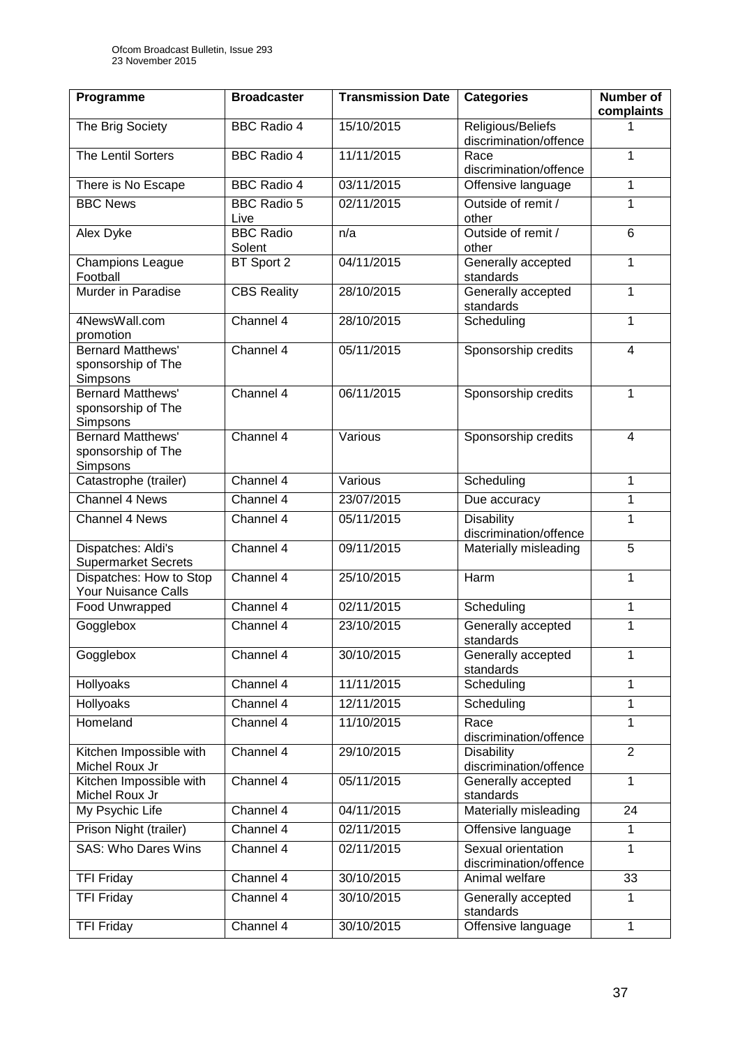| Programme | Broadcaster | Transmission Date | Categories | Number of complaints |
|---|---|---|---|---|
| The Brig Society | BBC Radio 4 | 15/10/2015 | Religious/Beliefs discrimination/offence | 1 |
| The Lentil Sorters | BBC Radio 4 | 11/11/2015 | Race discrimination/offence | 1 |
| There is No Escape | BBC Radio 4 | 03/11/2015 | Offensive language | 1 |
| BBC News | BBC Radio 5 Live | 02/11/2015 | Outside of remit / other | 1 |
| Alex Dyke | BBC Radio Solent | n/a | Outside of remit / other | 6 |
| Champions League Football | BT Sport 2 | 04/11/2015 | Generally accepted standards | 1 |
| Murder in Paradise | CBS Reality | 28/10/2015 | Generally accepted standards | 1 |
| 4NewsWall.com promotion | Channel 4 | 28/10/2015 | Scheduling | 1 |
| Bernard Matthews' sponsorship of The Simpsons | Channel 4 | 05/11/2015 | Sponsorship credits | 4 |
| Bernard Matthews' sponsorship of The Simpsons | Channel 4 | 06/11/2015 | Sponsorship credits | 1 |
| Bernard Matthews' sponsorship of The Simpsons | Channel 4 | Various | Sponsorship credits | 4 |
| Catastrophe (trailer) | Channel 4 | Various | Scheduling | 1 |
| Channel 4 News | Channel 4 | 23/07/2015 | Due accuracy | 1 |
| Channel 4 News | Channel 4 | 05/11/2015 | Disability discrimination/offence | 1 |
| Dispatches: Aldi's Supermarket Secrets | Channel 4 | 09/11/2015 | Materially misleading | 5 |
| Dispatches: How to Stop Your Nuisance Calls | Channel 4 | 25/10/2015 | Harm | 1 |
| Food Unwrapped | Channel 4 | 02/11/2015 | Scheduling | 1 |
| Gogglebox | Channel 4 | 23/10/2015 | Generally accepted standards | 1 |
| Gogglebox | Channel 4 | 30/10/2015 | Generally accepted standards | 1 |
| Hollyoaks | Channel 4 | 11/11/2015 | Scheduling | 1 |
| Hollyoaks | Channel 4 | 12/11/2015 | Scheduling | 1 |
| Homeland | Channel 4 | 11/10/2015 | Race discrimination/offence | 1 |
| Kitchen Impossible with Michel Roux Jr | Channel 4 | 29/10/2015 | Disability discrimination/offence | 2 |
| Kitchen Impossible with Michel Roux Jr | Channel 4 | 05/11/2015 | Generally accepted standards | 1 |
| My Psychic Life | Channel 4 | 04/11/2015 | Materially misleading | 24 |
| Prison Night (trailer) | Channel 4 | 02/11/2015 | Offensive language | 1 |
| SAS: Who Dares Wins | Channel 4 | 02/11/2015 | Sexual orientation discrimination/offence | 1 |
| TFI Friday | Channel 4 | 30/10/2015 | Animal welfare | 33 |
| TFI Friday | Channel 4 | 30/10/2015 | Generally accepted standards | 1 |
| TFI Friday | Channel 4 | 30/10/2015 | Offensive language | 1 |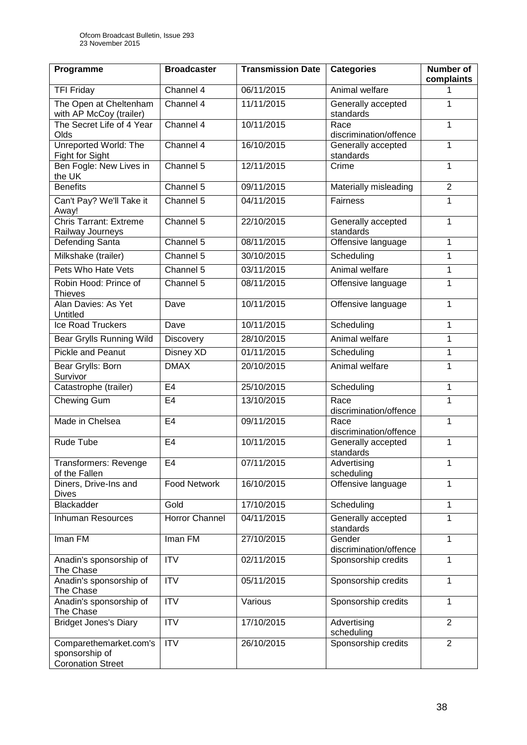| Programme | Broadcaster | Transmission Date | Categories | Number of complaints |
|---|---|---|---|---|
| TFI Friday | Channel 4 | 06/11/2015 | Animal welfare | 1 |
| The Open at Cheltenham with AP McCoy (trailer) | Channel 4 | 11/11/2015 | Generally accepted standards | 1 |
| The Secret Life of 4 Year Olds | Channel 4 | 10/11/2015 | Race discrimination/offence | 1 |
| Unreported World: The Fight for Sight | Channel 4 | 16/10/2015 | Generally accepted standards | 1 |
| Ben Fogle: New Lives in the UK | Channel 5 | 12/11/2015 | Crime | 1 |
| Benefits | Channel 5 | 09/11/2015 | Materially misleading | 2 |
| Can't Pay? We'll Take it Away! | Channel 5 | 04/11/2015 | Fairness | 1 |
| Chris Tarrant: Extreme Railway Journeys | Channel 5 | 22/10/2015 | Generally accepted standards | 1 |
| Defending Santa | Channel 5 | 08/11/2015 | Offensive language | 1 |
| Milkshake (trailer) | Channel 5 | 30/10/2015 | Scheduling | 1 |
| Pets Who Hate Vets | Channel 5 | 03/11/2015 | Animal welfare | 1 |
| Robin Hood: Prince of Thieves | Channel 5 | 08/11/2015 | Offensive language | 1 |
| Alan Davies: As Yet Untitled | Dave | 10/11/2015 | Offensive language | 1 |
| Ice Road Truckers | Dave | 10/11/2015 | Scheduling | 1 |
| Bear Grylls Running Wild | Discovery | 28/10/2015 | Animal welfare | 1 |
| Pickle and Peanut | Disney XD | 01/11/2015 | Scheduling | 1 |
| Bear Grylls: Born Survivor | DMAX | 20/10/2015 | Animal welfare | 1 |
| Catastrophe (trailer) | E4 | 25/10/2015 | Scheduling | 1 |
| Chewing Gum | E4 | 13/10/2015 | Race discrimination/offence | 1 |
| Made in Chelsea | E4 | 09/11/2015 | Race discrimination/offence | 1 |
| Rude Tube | E4 | 10/11/2015 | Generally accepted standards | 1 |
| Transformers: Revenge of the Fallen | E4 | 07/11/2015 | Advertising scheduling | 1 |
| Diners, Drive-Ins and Dives | Food Network | 16/10/2015 | Offensive language | 1 |
| Blackadder | Gold | 17/10/2015 | Scheduling | 1 |
| Inhuman Resources | Horror Channel | 04/11/2015 | Generally accepted standards | 1 |
| Iman FM | Iman FM | 27/10/2015 | Gender discrimination/offence | 1 |
| Anadin's sponsorship of The Chase | ITV | 02/11/2015 | Sponsorship credits | 1 |
| Anadin's sponsorship of The Chase | ITV | 05/11/2015 | Sponsorship credits | 1 |
| Anadin's sponsorship of The Chase | ITV | Various | Sponsorship credits | 1 |
| Bridget Jones's Diary | ITV | 17/10/2015 | Advertising scheduling | 2 |
| Comparethemarket.com's sponsorship of Coronation Street | ITV | 26/10/2015 | Sponsorship credits | 2 |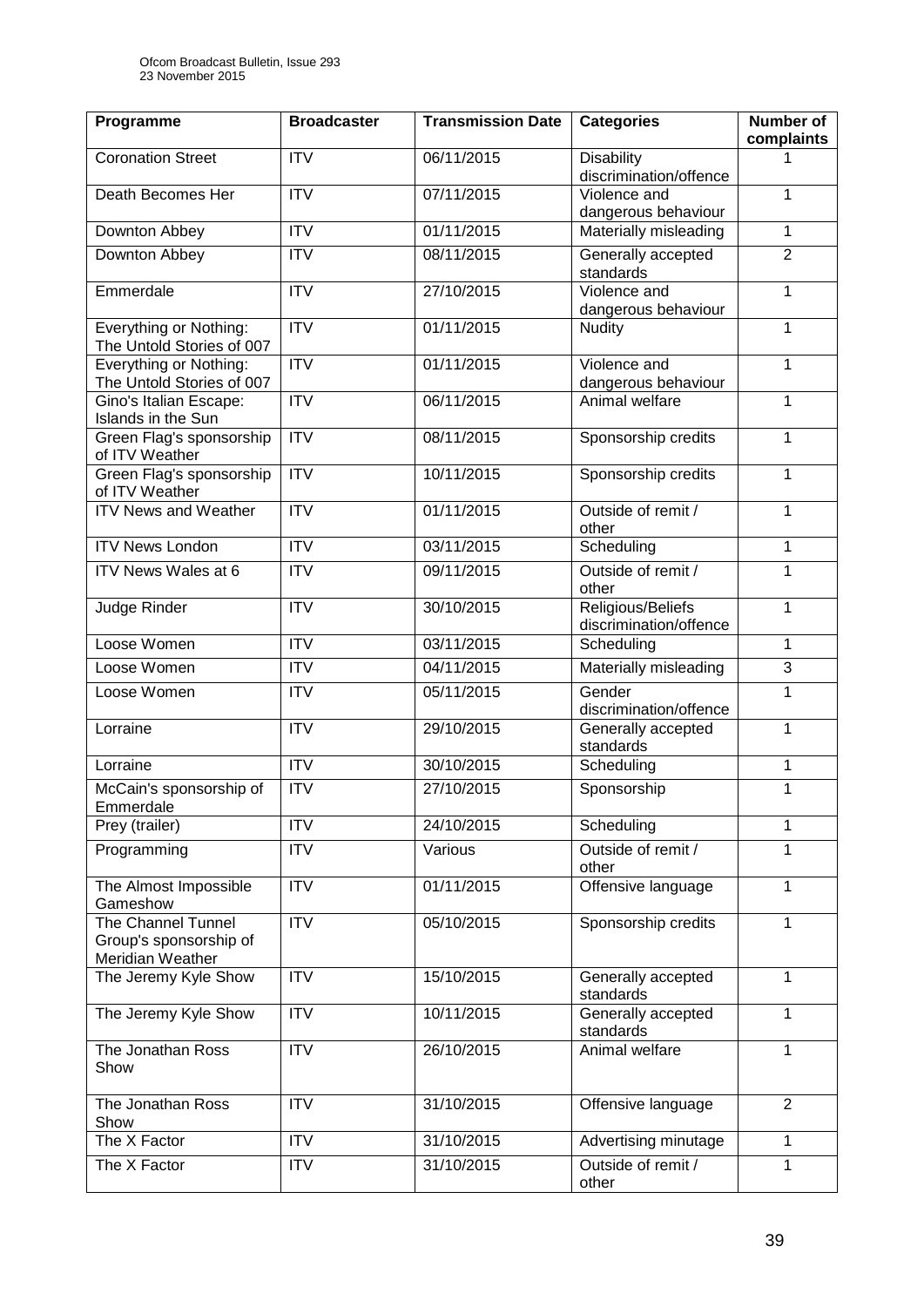| Programme | Broadcaster | Transmission Date | Categories | Number of complaints |
|---|---|---|---|---|
| Coronation Street | ITV | 06/11/2015 | Disability discrimination/offence | 1 |
| Death Becomes Her | ITV | 07/11/2015 | Violence and dangerous behaviour | 1 |
| Downton Abbey | ITV | 01/11/2015 | Materially misleading | 1 |
| Downton Abbey | ITV | 08/11/2015 | Generally accepted standards | 2 |
| Emmerdale | ITV | 27/10/2015 | Violence and dangerous behaviour | 1 |
| Everything or Nothing: The Untold Stories of 007 | ITV | 01/11/2015 | Nudity | 1 |
| Everything or Nothing: The Untold Stories of 007 | ITV | 01/11/2015 | Violence and dangerous behaviour | 1 |
| Gino's Italian Escape: Islands in the Sun | ITV | 06/11/2015 | Animal welfare | 1 |
| Green Flag's sponsorship of ITV Weather | ITV | 08/11/2015 | Sponsorship credits | 1 |
| Green Flag's sponsorship of ITV Weather | ITV | 10/11/2015 | Sponsorship credits | 1 |
| ITV News and Weather | ITV | 01/11/2015 | Outside of remit / other | 1 |
| ITV News London | ITV | 03/11/2015 | Scheduling | 1 |
| ITV News Wales at 6 | ITV | 09/11/2015 | Outside of remit / other | 1 |
| Judge Rinder | ITV | 30/10/2015 | Religious/Beliefs discrimination/offence | 1 |
| Loose Women | ITV | 03/11/2015 | Scheduling | 1 |
| Loose Women | ITV | 04/11/2015 | Materially misleading | 3 |
| Loose Women | ITV | 05/11/2015 | Gender discrimination/offence | 1 |
| Lorraine | ITV | 29/10/2015 | Generally accepted standards | 1 |
| Lorraine | ITV | 30/10/2015 | Scheduling | 1 |
| McCain's sponsorship of Emmerdale | ITV | 27/10/2015 | Sponsorship | 1 |
| Prey (trailer) | ITV | 24/10/2015 | Scheduling | 1 |
| Programming | ITV | Various | Outside of remit / other | 1 |
| The Almost Impossible Gameshow | ITV | 01/11/2015 | Offensive language | 1 |
| The Channel Tunnel Group's sponsorship of Meridian Weather | ITV | 05/10/2015 | Sponsorship credits | 1 |
| The Jeremy Kyle Show | ITV | 15/10/2015 | Generally accepted standards | 1 |
| The Jeremy Kyle Show | ITV | 10/11/2015 | Generally accepted standards | 1 |
| The Jonathan Ross Show | ITV | 26/10/2015 | Animal welfare | 1 |
| The Jonathan Ross Show | ITV | 31/10/2015 | Offensive language | 2 |
| The X Factor | ITV | 31/10/2015 | Advertising minutage | 1 |
| The X Factor | ITV | 31/10/2015 | Outside of remit / other | 1 |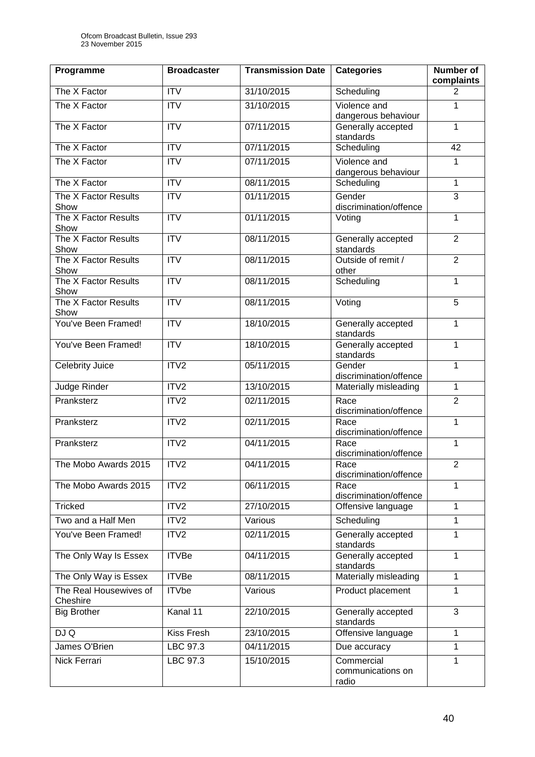| Programme | Broadcaster | Transmission Date | Categories | Number of complaints |
|---|---|---|---|---|
| The X Factor | ITV | 31/10/2015 | Scheduling | 2 |
| The X Factor | ITV | 31/10/2015 | Violence and dangerous behaviour | 1 |
| The X Factor | ITV | 07/11/2015 | Generally accepted standards | 1 |
| The X Factor | ITV | 07/11/2015 | Scheduling | 42 |
| The X Factor | ITV | 07/11/2015 | Violence and dangerous behaviour | 1 |
| The X Factor | ITV | 08/11/2015 | Scheduling | 1 |
| The X Factor Results Show | ITV | 01/11/2015 | Gender discrimination/offence | 3 |
| The X Factor Results Show | ITV | 01/11/2015 | Voting | 1 |
| The X Factor Results Show | ITV | 08/11/2015 | Generally accepted standards | 2 |
| The X Factor Results Show | ITV | 08/11/2015 | Outside of remit / other | 2 |
| The X Factor Results Show | ITV | 08/11/2015 | Scheduling | 1 |
| The X Factor Results Show | ITV | 08/11/2015 | Voting | 5 |
| You've Been Framed! | ITV | 18/10/2015 | Generally accepted standards | 1 |
| You've Been Framed! | ITV | 18/10/2015 | Generally accepted standards | 1 |
| Celebrity Juice | ITV2 | 05/11/2015 | Gender discrimination/offence | 1 |
| Judge Rinder | ITV2 | 13/10/2015 | Materially misleading | 1 |
| Pranksterz | ITV2 | 02/11/2015 | Race discrimination/offence | 2 |
| Pranksterz | ITV2 | 02/11/2015 | Race discrimination/offence | 1 |
| Pranksterz | ITV2 | 04/11/2015 | Race discrimination/offence | 1 |
| The Mobo Awards 2015 | ITV2 | 04/11/2015 | Race discrimination/offence | 2 |
| The Mobo Awards 2015 | ITV2 | 06/11/2015 | Race discrimination/offence | 1 |
| Tricked | ITV2 | 27/10/2015 | Offensive language | 1 |
| Two and a Half Men | ITV2 | Various | Scheduling | 1 |
| You've Been Framed! | ITV2 | 02/11/2015 | Generally accepted standards | 1 |
| The Only Way Is Essex | ITVBe | 04/11/2015 | Generally accepted standards | 1 |
| The Only Way is Essex | ITVBe | 08/11/2015 | Materially misleading | 1 |
| The Real Housewives of Cheshire | ITVbe | Various | Product placement | 1 |
| Big Brother | Kanal 11 | 22/10/2015 | Generally accepted standards | 3 |
| DJ Q | Kiss Fresh | 23/10/2015 | Offensive language | 1 |
| James O'Brien | LBC 97.3 | 04/11/2015 | Due accuracy | 1 |
| Nick Ferrari | LBC 97.3 | 15/10/2015 | Commercial communications on radio | 1 |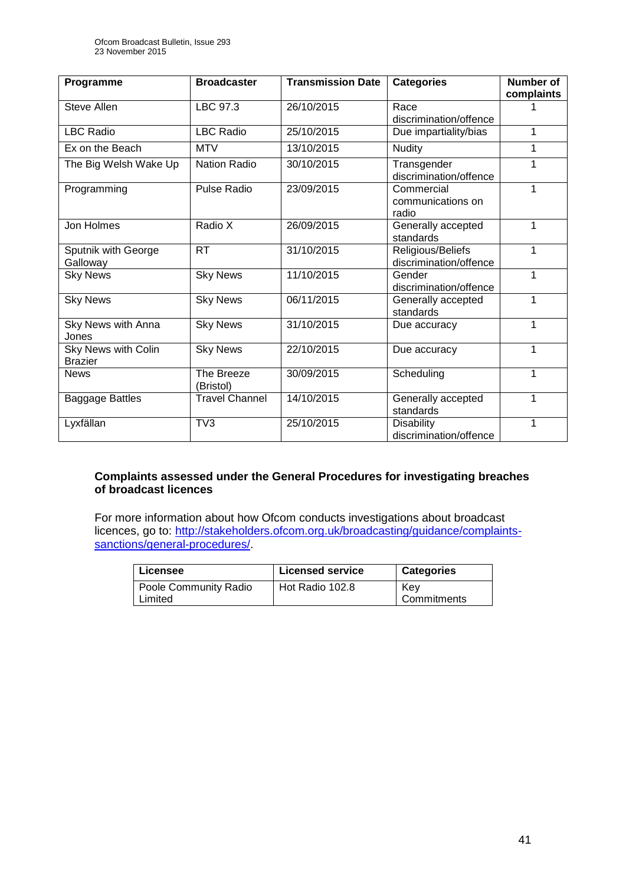| Programme | Broadcaster | Transmission Date | Categories | Number of complaints |
|---|---|---|---|---|
| Steve Allen | LBC 97.3 | 26/10/2015 | Race discrimination/offence | 1 |
| LBC Radio | LBC Radio | 25/10/2015 | Due impartiality/bias | 1 |
| Ex on the Beach | MTV | 13/10/2015 | Nudity | 1 |
| The Big Welsh Wake Up | Nation Radio | 30/10/2015 | Transgender discrimination/offence | 1 |
| Programming | Pulse Radio | 23/09/2015 | Commercial communications on radio | 1 |
| Jon Holmes | Radio X | 26/09/2015 | Generally accepted standards | 1 |
| Sputnik with George Galloway | RT | 31/10/2015 | Religious/Beliefs discrimination/offence | 1 |
| Sky News | Sky News | 11/10/2015 | Gender discrimination/offence | 1 |
| Sky News | Sky News | 06/11/2015 | Generally accepted standards | 1 |
| Sky News with Anna Jones | Sky News | 31/10/2015 | Due accuracy | 1 |
| Sky News with Colin Brazier | Sky News | 22/10/2015 | Due accuracy | 1 |
| News | The Breeze (Bristol) | 30/09/2015 | Scheduling | 1 |
| Baggage Battles | Travel Channel | 14/10/2015 | Generally accepted standards | 1 |
| Lyxfällan | TV3 | 25/10/2015 | Disability discrimination/offence | 1 |

**Complaints assessed under the General Procedures for investigating breaches of broadcast licences**

For more information about how Ofcom conducts investigations about broadcast licences, go to: http://stakeholders.ofcom.org.uk/broadcasting/guidance/complaints-sanctions/general-procedures/.

| Licensee | Licensed service | Categories |
|---|---|---|
| Poole Community Radio Limited | Hot Radio 102.8 | Key Commitments |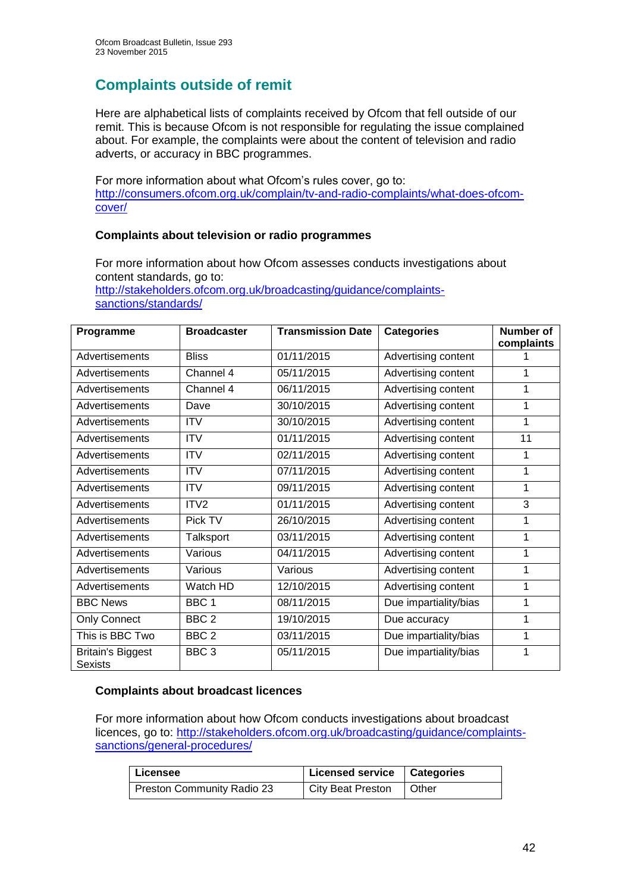## Complaints outside of remit

Here are alphabetical lists of complaints received by Ofcom that fell outside of our remit. This is because Ofcom is not responsible for regulating the issue complained about. For example, the complaints were about the content of television and radio adverts, or accuracy in BBC programmes.

For more information about what Ofcom's rules cover, go to: http://consumers.ofcom.org.uk/complain/tv-and-radio-complaints/what-does-ofcom-cover/

### Complaints about television or radio programmes

For more information about how Ofcom assesses conducts investigations about content standards, go to: http://stakeholders.ofcom.org.uk/broadcasting/guidance/complaints-sanctions/standards/

| Programme | Broadcaster | Transmission Date | Categories | Number of complaints |
|---|---|---|---|---|
| Advertisements | Bliss | 01/11/2015 | Advertising content | 1 |
| Advertisements | Channel 4 | 05/11/2015 | Advertising content | 1 |
| Advertisements | Channel 4 | 06/11/2015 | Advertising content | 1 |
| Advertisements | Dave | 30/10/2015 | Advertising content | 1 |
| Advertisements | ITV | 30/10/2015 | Advertising content | 1 |
| Advertisements | ITV | 01/11/2015 | Advertising content | 11 |
| Advertisements | ITV | 02/11/2015 | Advertising content | 1 |
| Advertisements | ITV | 07/11/2015 | Advertising content | 1 |
| Advertisements | ITV | 09/11/2015 | Advertising content | 1 |
| Advertisements | ITV2 | 01/11/2015 | Advertising content | 3 |
| Advertisements | Pick TV | 26/10/2015 | Advertising content | 1 |
| Advertisements | Talksport | 03/11/2015 | Advertising content | 1 |
| Advertisements | Various | 04/11/2015 | Advertising content | 1 |
| Advertisements | Various | Various | Advertising content | 1 |
| Advertisements | Watch HD | 12/10/2015 | Advertising content | 1 |
| BBC News | BBC 1 | 08/11/2015 | Due impartiality/bias | 1 |
| Only Connect | BBC 2 | 19/10/2015 | Due accuracy | 1 |
| This is BBC Two | BBC 2 | 03/11/2015 | Due impartiality/bias | 1 |
| Britain's Biggest Sexists | BBC 3 | 05/11/2015 | Due impartiality/bias | 1 |

### Complaints about broadcast licences

For more information about how Ofcom conducts investigations about broadcast licences, go to: http://stakeholders.ofcom.org.uk/broadcasting/guidance/complaints-sanctions/general-procedures/

| Licensee | Licensed service | Categories |
|---|---|---|
| Preston Community Radio 23 | City Beat Preston | Other |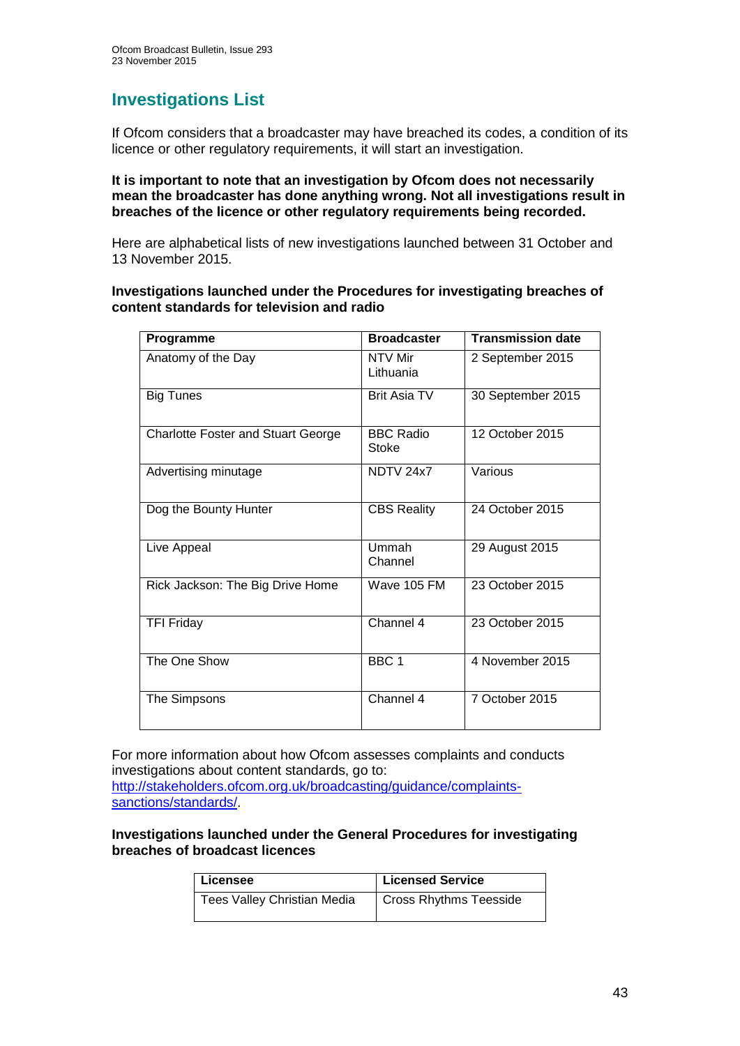## Investigations List

If Ofcom considers that a broadcaster may have breached its codes, a condition of its licence or other regulatory requirements, it will start an investigation.

**It is important to note that an investigation by Ofcom does not necessarily mean the broadcaster has done anything wrong. Not all investigations result in breaches of the licence or other regulatory requirements being recorded.**

Here are alphabetical lists of new investigations launched between 31 October and 13 November 2015.

**Investigations launched under the Procedures for investigating breaches of content standards for television and radio**

| Programme | Broadcaster | Transmission date |
|---|---|---|
| Anatomy of the Day | NTV Mir Lithuania | 2 September 2015 |
| Big Tunes | Brit Asia TV | 30 September 2015 |
| Charlotte Foster and Stuart George | BBC Radio Stoke | 12 October 2015 |
| Advertising minutage | NDTV 24x7 | Various |
| Dog the Bounty Hunter | CBS Reality | 24 October 2015 |
| Live Appeal | Ummah Channel | 29 August 2015 |
| Rick Jackson: The Big Drive Home | Wave 105 FM | 23 October 2015 |
| TFI Friday | Channel 4 | 23 October 2015 |
| The One Show | BBC 1 | 4 November 2015 |
| The Simpsons | Channel 4 | 7 October 2015 |

For more information about how Ofcom assesses complaints and conducts investigations about content standards, go to: [http://stakeholders.ofcom.org.uk/broadcasting/guidance/complaints-sanctions/standards/](http://stakeholders.ofcom.org.uk/broadcasting/guidance/complaints-sanctions/standards/).

**Investigations launched under the General Procedures for investigating breaches of broadcast licences**

| Licensee | Licensed Service |
|---|---|
| Tees Valley Christian Media | Cross Rhythms Teesside |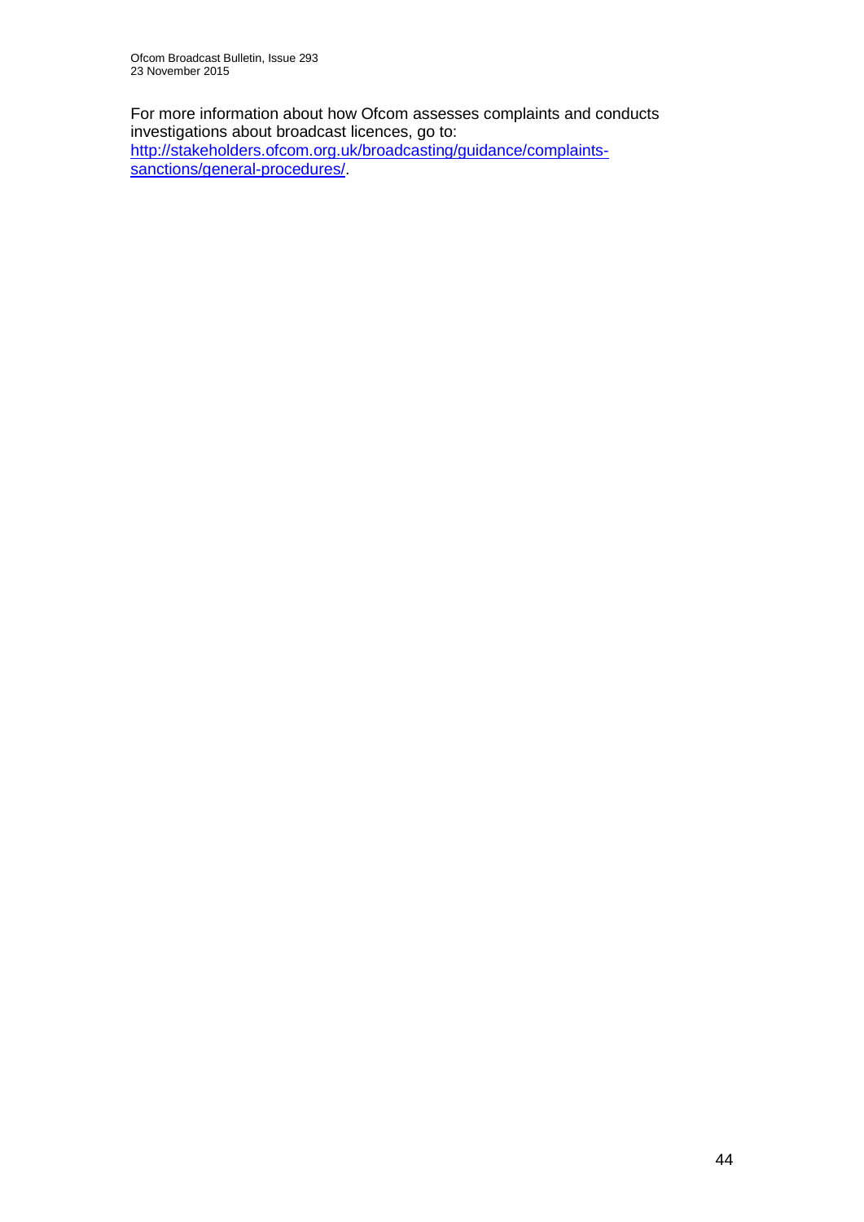For more information about how Ofcom assesses complaints and conducts investigations about broadcast licences, go to: http://stakeholders.ofcom.org.uk/broadcasting/guidance/complaints-sanctions/general-procedures/.